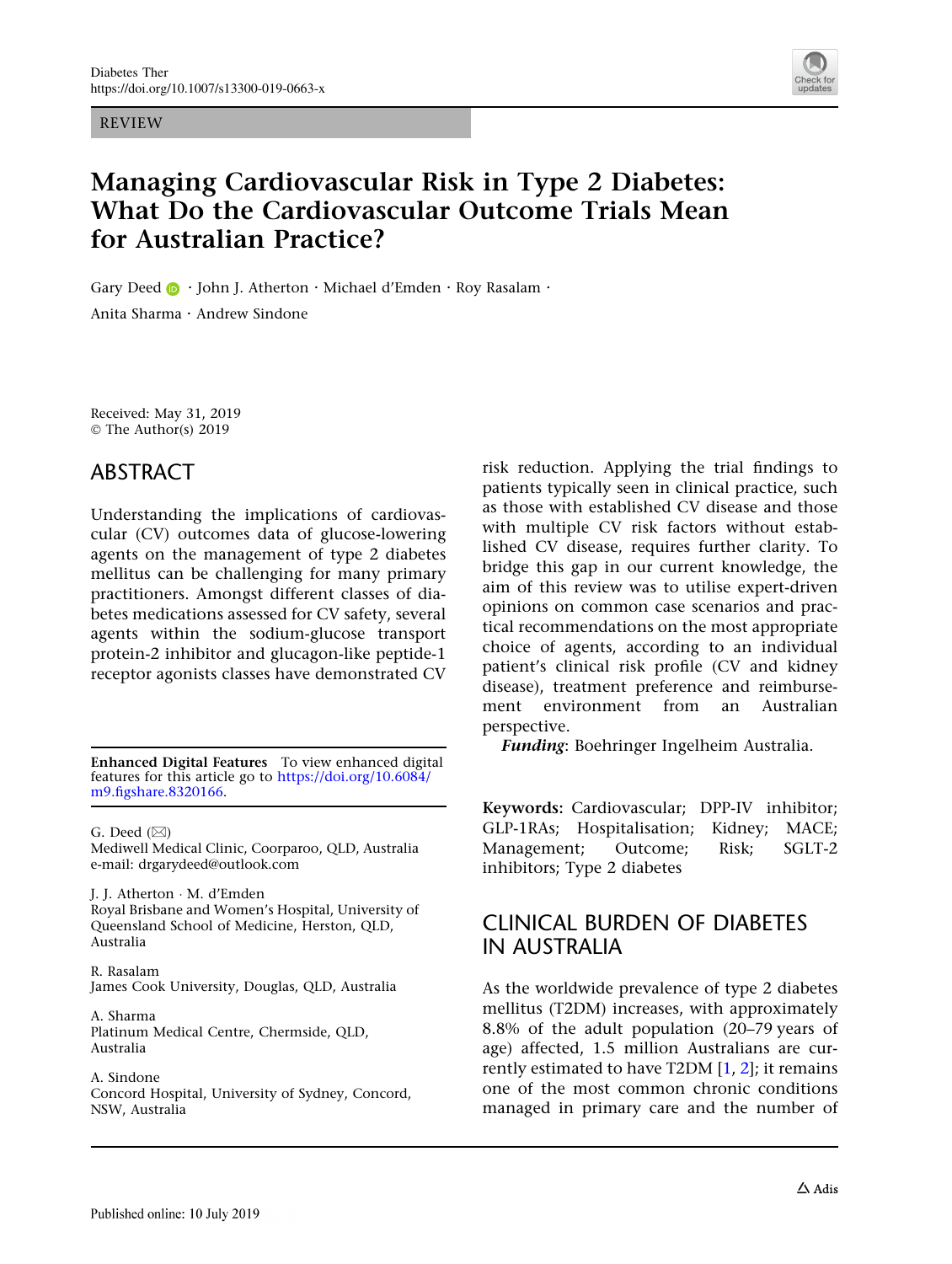REVIEW

# Managing Cardiovascular Risk in Type 2 Diabetes: What Do the Cardiovascular Outcome Trials Mean for Australian Practice?

Gary Deed · John J. Atherton · Michael d'Emden · Roy Rasalam · Anita Sharma · Andrew Sindone

Received: May 31, 2019
© The Author(s) 2019

## ABSTRACT

Understanding the implications of cardiovascular (CV) outcomes data of glucose-lowering agents on the management of type 2 diabetes mellitus can be challenging for many primary practitioners. Amongst different classes of diabetes medications assessed for CV safety, several agents within the sodium-glucose transport protein-2 inhibitor and glucagon-like peptide-1 receptor agonists classes have demonstrated CV risk reduction. Applying the trial findings to patients typically seen in clinical practice, such as those with established CV disease and those with multiple CV risk factors without established CV disease, requires further clarity. To bridge this gap in our current knowledge, the aim of this review was to utilise expert-driven opinions on common case scenarios and practical recommendations on the most appropriate choice of agents, according to an individual patient's clinical risk profile (CV and kidney disease), treatment preference and reimbursement environment from an Australian perspective.

***Funding***: Boehringer Ingelheim Australia.

**Keywords:** Cardiovascular; DPP-IV inhibitor; GLP-1RAs; Hospitalisation; Kidney; MACE; Management; Outcome; Risk; SGLT-2 inhibitors; Type 2 diabetes

**Enhanced Digital Features** To view enhanced digital features for this article go to https://doi.org/10.6084/m9.figshare.8320166.

G. Deed (✉)
Mediwell Medical Clinic, Coorparoo, QLD, Australia
e-mail: drgarydeed@outlook.com

J. J. Atherton · M. d'Emden
Royal Brisbane and Women's Hospital, University of Queensland School of Medicine, Herston, QLD, Australia

R. Rasalam
James Cook University, Douglas, QLD, Australia

A. Sharma
Platinum Medical Centre, Chermside, QLD, Australia

A. Sindone
Concord Hospital, University of Sydney, Concord, NSW, Australia

## CLINICAL BURDEN OF DIABETES IN AUSTRALIA

As the worldwide prevalence of type 2 diabetes mellitus (T2DM) increases, with approximately 8.8% of the adult population (20–79 years of age) affected, 1.5 million Australians are currently estimated to have T2DM [1, 2]; it remains one of the most common chronic conditions managed in primary care and the number of

Published online: 10 July 2019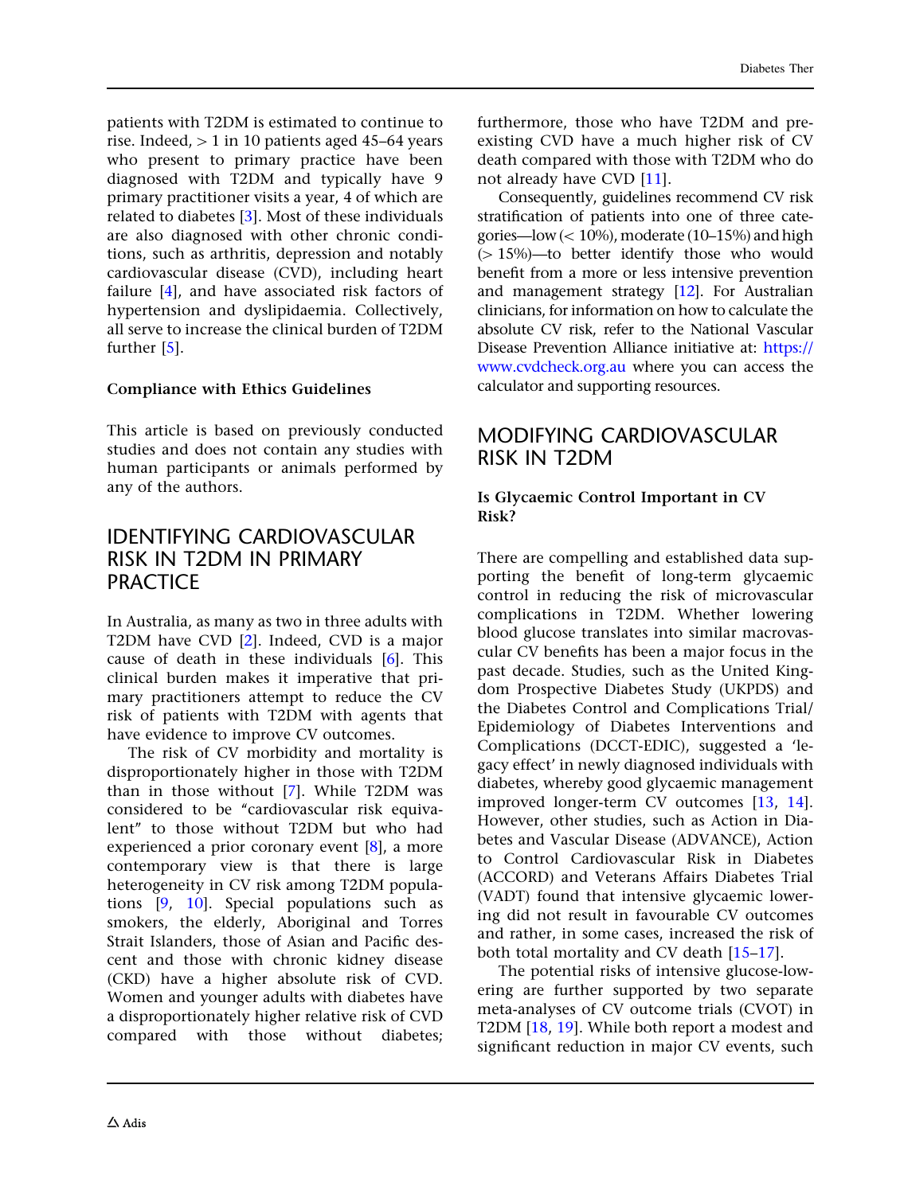patients with T2DM is estimated to continue to rise. Indeed, > 1 in 10 patients aged 45–64 years who present to primary practice have been diagnosed with T2DM and typically have 9 primary practitioner visits a year, 4 of which are related to diabetes [3]. Most of these individuals are also diagnosed with other chronic conditions, such as arthritis, depression and notably cardiovascular disease (CVD), including heart failure [4], and have associated risk factors of hypertension and dyslipidaemia. Collectively, all serve to increase the clinical burden of T2DM further [5].

### Compliance with Ethics Guidelines

This article is based on previously conducted studies and does not contain any studies with human participants or animals performed by any of the authors.

## IDENTIFYING CARDIOVASCULAR RISK IN T2DM IN PRIMARY PRACTICE

In Australia, as many as two in three adults with T2DM have CVD [2]. Indeed, CVD is a major cause of death in these individuals [6]. This clinical burden makes it imperative that primary practitioners attempt to reduce the CV risk of patients with T2DM with agents that have evidence to improve CV outcomes.

The risk of CV morbidity and mortality is disproportionately higher in those with T2DM than in those without [7]. While T2DM was considered to be "cardiovascular risk equivalent" to those without T2DM but who had experienced a prior coronary event [8], a more contemporary view is that there is large heterogeneity in CV risk among T2DM populations [9, 10]. Special populations such as smokers, the elderly, Aboriginal and Torres Strait Islanders, those of Asian and Pacific descent and those with chronic kidney disease (CKD) have a higher absolute risk of CVD. Women and younger adults with diabetes have a disproportionately higher relative risk of CVD compared with those without diabetes; furthermore, those who have T2DM and pre-existing CVD have a much higher risk of CV death compared with those with T2DM who do not already have CVD [11].

Consequently, guidelines recommend CV risk stratification of patients into one of three categories—low (< 10%), moderate (10–15%) and high (> 15%)—to better identify those who would benefit from a more or less intensive prevention and management strategy [12]. For Australian clinicians, for information on how to calculate the absolute CV risk, refer to the National Vascular Disease Prevention Alliance initiative at: https://www.cvdcheck.org.au where you can access the calculator and supporting resources.

## MODIFYING CARDIOVASCULAR RISK IN T2DM

### Is Glycaemic Control Important in CV Risk?

There are compelling and established data supporting the benefit of long-term glycaemic control in reducing the risk of microvascular complications in T2DM. Whether lowering blood glucose translates into similar macrovascular CV benefits has been a major focus in the past decade. Studies, such as the United Kingdom Prospective Diabetes Study (UKPDS) and the Diabetes Control and Complications Trial/Epidemiology of Diabetes Interventions and Complications (DCCT-EDIC), suggested a 'legacy effect' in newly diagnosed individuals with diabetes, whereby good glycaemic management improved longer-term CV outcomes [13, 14]. However, other studies, such as Action in Diabetes and Vascular Disease (ADVANCE), Action to Control Cardiovascular Risk in Diabetes (ACCORD) and Veterans Affairs Diabetes Trial (VADT) found that intensive glycaemic lowering did not result in favourable CV outcomes and rather, in some cases, increased the risk of both total mortality and CV death [15–17].

The potential risks of intensive glucose-lowering are further supported by two separate meta-analyses of CV outcome trials (CVOT) in T2DM [18, 19]. While both report a modest and significant reduction in major CV events, such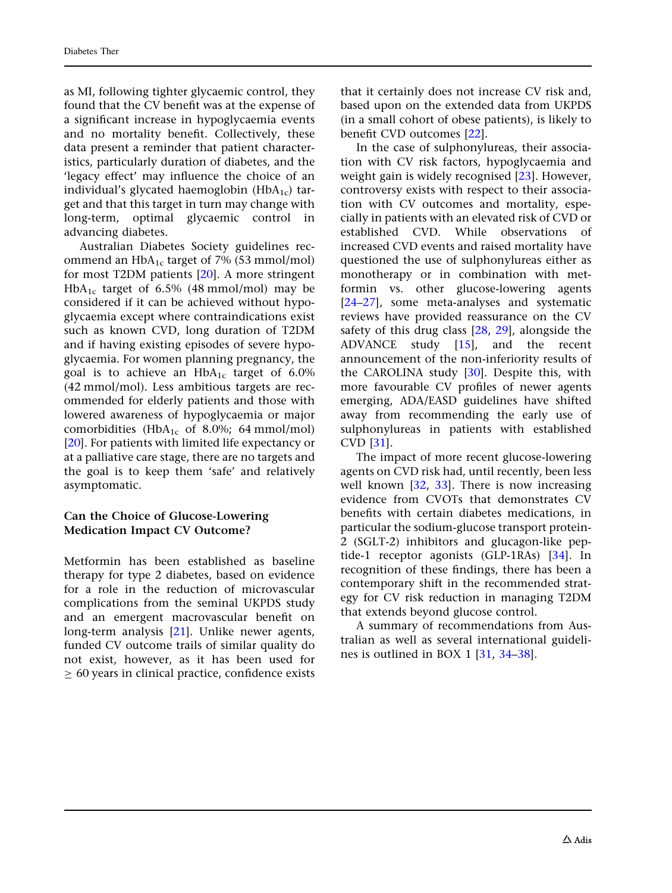as MI, following tighter glycaemic control, they found that the CV benefit was at the expense of a significant increase in hypoglycaemia events and no mortality benefit. Collectively, these data present a reminder that patient characteristics, particularly duration of diabetes, and the 'legacy effect' may influence the choice of an individual's glycated haemoglobin ($HbA_{1c}$) target and that this target in turn may change with long-term, optimal glycaemic control in advancing diabetes.

Australian Diabetes Society guidelines recommend an $HbA_{1c}$ target of 7% (53 mmol/mol) for most T2DM patients [20]. A more stringent $HbA_{1c}$ target of 6.5% (48 mmol/mol) may be considered if it can be achieved without hypoglycaemia except where contraindications exist such as known CVD, long duration of T2DM and if having existing episodes of severe hypoglycaemia. For women planning pregnancy, the goal is to achieve an $HbA_{1c}$ target of 6.0% (42 mmol/mol). Less ambitious targets are recommended for elderly patients and those with lowered awareness of hypoglycaemia or major comorbidities ($HbA_{1c}$ of 8.0%; 64 mmol/mol) [20]. For patients with limited life expectancy or at a palliative care stage, there are no targets and the goal is to keep them 'safe' and relatively asymptomatic.

### Can the Choice of Glucose-Lowering Medication Impact CV Outcome?

Metformin has been established as baseline therapy for type 2 diabetes, based on evidence for a role in the reduction of microvascular complications from the seminal UKPDS study and an emergent macrovascular benefit on long-term analysis [21]. Unlike newer agents, funded CV outcome trails of similar quality do not exist, however, as it has been used for $\geq$ 60 years in clinical practice, confidence exists that it certainly does not increase CV risk and, based upon on the extended data from UKPDS (in a small cohort of obese patients), is likely to benefit CVD outcomes [22].

In the case of sulphonylureas, their association with CV risk factors, hypoglycaemia and weight gain is widely recognised [23]. However, controversy exists with respect to their association with CV outcomes and mortality, especially in patients with an elevated risk of CVD or established CVD. While observations of increased CVD events and raised mortality have questioned the use of sulphonylureas either as monotherapy or in combination with metformin vs. other glucose-lowering agents [24–27], some meta-analyses and systematic reviews have provided reassurance on the CV safety of this drug class [28, 29], alongside the ADVANCE study [15], and the recent announcement of the non-inferiority results of the CAROLINA study [30]. Despite this, with more favourable CV profiles of newer agents emerging, ADA/EASD guidelines have shifted away from recommending the early use of sulphonylureas in patients with established CVD [31].

The impact of more recent glucose-lowering agents on CVD risk had, until recently, been less well known [32, 33]. There is now increasing evidence from CVOTs that demonstrates CV benefits with certain diabetes medications, in particular the sodium-glucose transport protein-2 (SGLT-2) inhibitors and glucagon-like peptide-1 receptor agonists (GLP-1RAs) [34]. In recognition of these findings, there has been a contemporary shift in the recommended strategy for CV risk reduction in managing T2DM that extends beyond glucose control.

A summary of recommendations from Australian as well as several international guidelines is outlined in BOX 1 [31, 34–38].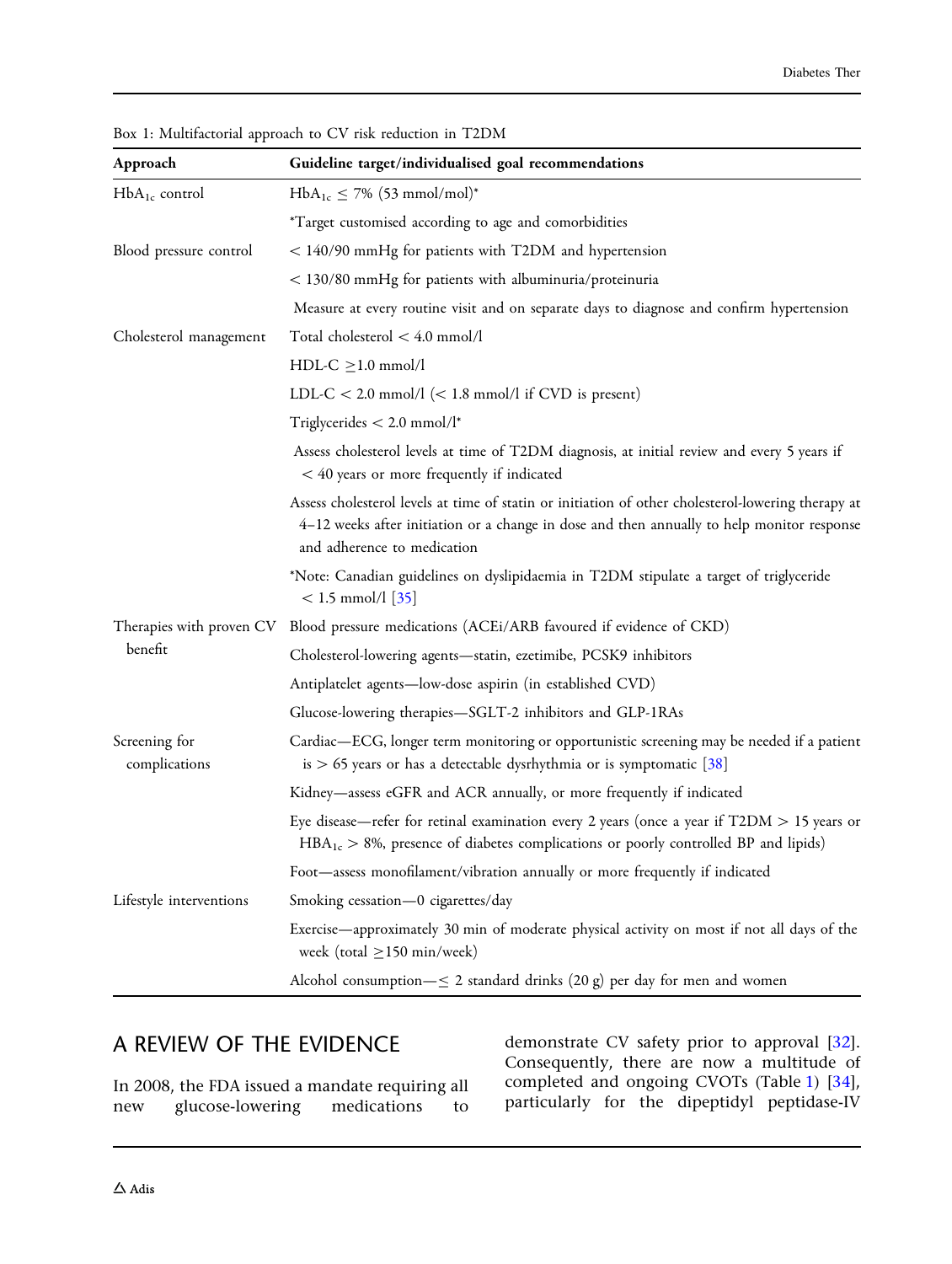Box 1: Multifactorial approach to CV risk reduction in T2DM

| Approach | Guideline target/individualised goal recommendations |
| --- | --- |
| $HbA_{1c}$ control | $HbA_{1c} \leq 7\%$ (53 mmol/mol)* |
| | *Target customised according to age and comorbidities |
| Blood pressure control | < 140/90 mmHg for patients with T2DM and hypertension |
| | < 130/80 mmHg for patients with albuminuria/proteinuria |
| | Measure at every routine visit and on separate days to diagnose and confirm hypertension |
| Cholesterol management | Total cholesterol < 4.0 mmol/l |
| | HDL-C ≥1.0 mmol/l |
| | LDL-C < 2.0 mmol/l (< 1.8 mmol/l if CVD is present) |
| | Triglycerides < 2.0 mmol/l* |
| | Assess cholesterol levels at time of T2DM diagnosis, at initial review and every 5 years if < 40 years or more frequently if indicated |
| | Assess cholesterol levels at time of statin or initiation of other cholesterol-lowering therapy at 4–12 weeks after initiation or a change in dose and then annually to help monitor response and adherence to medication |
| | *Note: Canadian guidelines on dyslipidaemia in T2DM stipulate a target of triglyceride < 1.5 mmol/l [35] |
| Therapies with proven CV benefit | Blood pressure medications (ACEi/ARB favoured if evidence of CKD) |
| | Cholesterol-lowering agents—statin, ezetimibe, PCSK9 inhibitors |
| | Antiplatelet agents—low-dose aspirin (in established CVD) |
| | Glucose-lowering therapies—SGLT-2 inhibitors and GLP-1RAs |
| Screening for complications | Cardiac—ECG, longer term monitoring or opportunistic screening may be needed if a patient is > 65 years or has a detectable dysrhythmia or is symptomatic [38] |
| | Kidney—assess eGFR and ACR annually, or more frequently if indicated |
| | Eye disease—refer for retinal examination every 2 years (once a year if T2DM > 15 years or $HBA_{1c}$ > 8%, presence of diabetes complications or poorly controlled BP and lipids) |
| | Foot—assess monofilament/vibration annually or more frequently if indicated |
| Lifestyle interventions | Smoking cessation—0 cigarettes/day |
| | Exercise—approximately 30 min of moderate physical activity on most if not all days of the week (total ≥150 min/week) |
| | Alcohol consumption—≤ 2 standard drinks (20 g) per day for men and women |

## A REVIEW OF THE EVIDENCE

In 2008, the FDA issued a mandate requiring all new glucose-lowering medications to demonstrate CV safety prior to approval [32]. Consequently, there are now a multitude of completed and ongoing CVOTs (Table 1) [34], particularly for the dipeptidyl peptidase-IV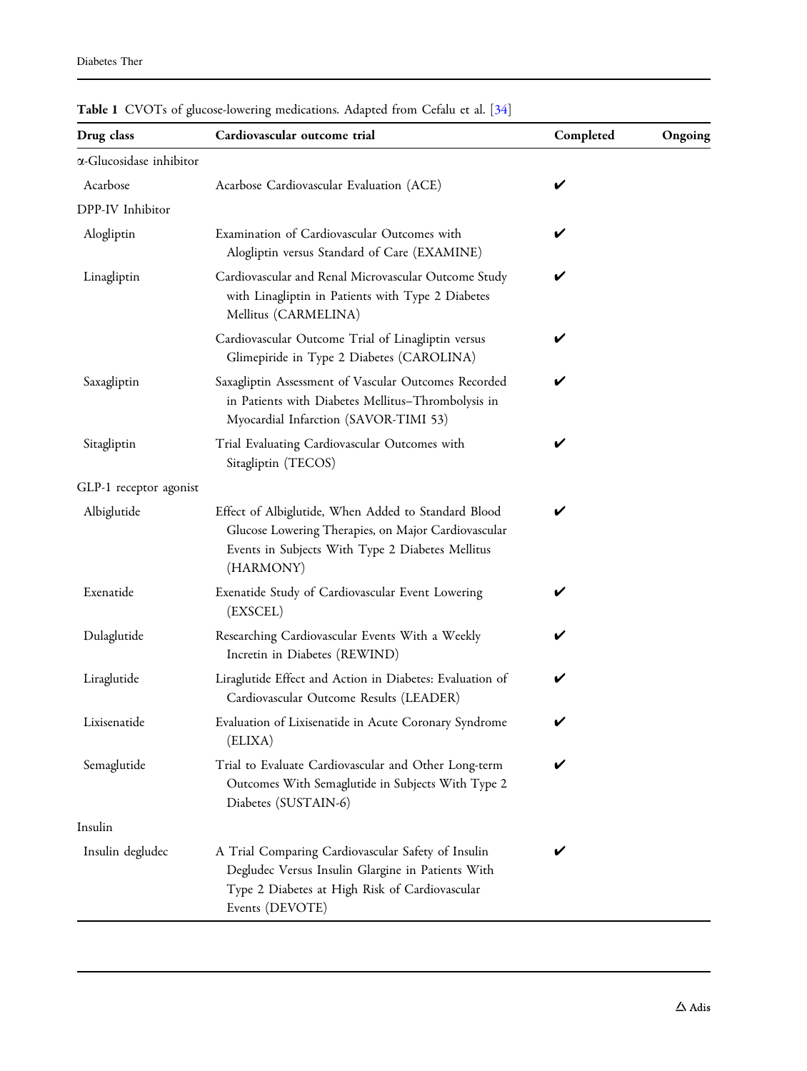**Table 1** CVOTs of glucose-lowering medications. Adapted from Cefalu et al. [34]

| Drug class | Cardiovascular outcome trial | Completed | Ongoing |
|---|---|---|---|
| α-Glucosidase inhibitor | | | |
| Acarbose | Acarbose Cardiovascular Evaluation (ACE) | ✔ | |
| DPP-IV Inhibitor | | | |
| Alogliptin | Examination of Cardiovascular Outcomes with Alogliptin versus Standard of Care (EXAMINE) | ✔ | |
| Linagliptin | Cardiovascular and Renal Microvascular Outcome Study with Linagliptin in Patients with Type 2 Diabetes Mellitus (CARMELINA) | ✔ | |
| | Cardiovascular Outcome Trial of Linagliptin versus Glimepiride in Type 2 Diabetes (CAROLINA) | ✔ | |
| Saxagliptin | Saxagliptin Assessment of Vascular Outcomes Recorded in Patients with Diabetes Mellitus–Thrombolysis in Myocardial Infarction (SAVOR-TIMI 53) | ✔ | |
| Sitagliptin | Trial Evaluating Cardiovascular Outcomes with Sitagliptin (TECOS) | ✔ | |
| GLP-1 receptor agonist | | | |
| Albiglutide | Effect of Albiglutide, When Added to Standard Blood Glucose Lowering Therapies, on Major Cardiovascular Events in Subjects With Type 2 Diabetes Mellitus (HARMONY) | ✔ | |
| Exenatide | Exenatide Study of Cardiovascular Event Lowering (EXSCEL) | ✔ | |
| Dulaglutide | Researching Cardiovascular Events With a Weekly Incretin in Diabetes (REWIND) | ✔ | |
| Liraglutide | Liraglutide Effect and Action in Diabetes: Evaluation of Cardiovascular Outcome Results (LEADER) | ✔ | |
| Lixisenatide | Evaluation of Lixisenatide in Acute Coronary Syndrome (ELIXA) | ✔ | |
| Semaglutide | Trial to Evaluate Cardiovascular and Other Long-term Outcomes With Semaglutide in Subjects With Type 2 Diabetes (SUSTAIN-6) | ✔ | |
| Insulin | | | |
| Insulin degludec | A Trial Comparing Cardiovascular Safety of Insulin Degludec Versus Insulin Glargine in Patients With Type 2 Diabetes at High Risk of Cardiovascular Events (DEVOTE) | ✔ | |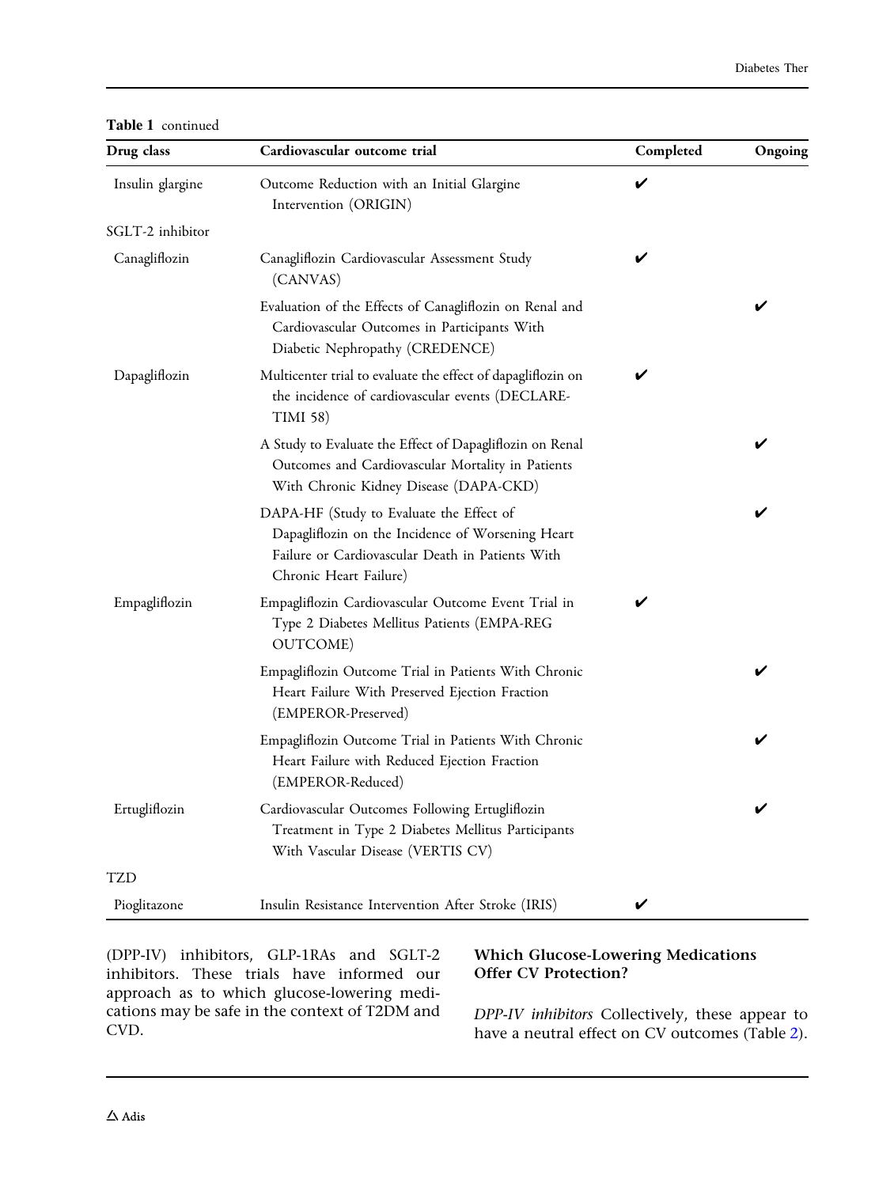**Table 1** continued

| Drug class | Cardiovascular outcome trial | Completed | Ongoing |
|---|---|---|---|
| Insulin glargine | Outcome Reduction with an Initial Glargine Intervention (ORIGIN) | ✔ | |
| SGLT-2 inhibitor | | | |
| Canagliflozin | Canagliflozin Cardiovascular Assessment Study (CANVAS) | ✔ | |
| | Evaluation of the Effects of Canagliflozin on Renal and Cardiovascular Outcomes in Participants With Diabetic Nephropathy (CREDENCE) | | ✔ |
| Dapagliflozin | Multicenter trial to evaluate the effect of dapagliflozin on the incidence of cardiovascular events (DECLARE-TIMI 58) | ✔ | |
| | A Study to Evaluate the Effect of Dapagliflozin on Renal Outcomes and Cardiovascular Mortality in Patients With Chronic Kidney Disease (DAPA-CKD) | | ✔ |
| | DAPA-HF (Study to Evaluate the Effect of Dapagliflozin on the Incidence of Worsening Heart Failure or Cardiovascular Death in Patients With Chronic Heart Failure) | | ✔ |
| Empagliflozin | Empagliflozin Cardiovascular Outcome Event Trial in Type 2 Diabetes Mellitus Patients (EMPA-REG OUTCOME) | ✔ | |
| | Empagliflozin Outcome Trial in Patients With Chronic Heart Failure With Preserved Ejection Fraction (EMPEROR-Preserved) | | ✔ |
| | Empagliflozin Outcome Trial in Patients With Chronic Heart Failure with Reduced Ejection Fraction (EMPEROR-Reduced) | | ✔ |
| Ertugliflozin | Cardiovascular Outcomes Following Ertugliflozin Treatment in Type 2 Diabetes Mellitus Participants With Vascular Disease (VERTIS CV) | | ✔ |
| TZD | | | |
| Pioglitazone | Insulin Resistance Intervention After Stroke (IRIS) | ✔ | |

(DPP-IV) inhibitors, GLP-1RAs and SGLT-2 inhibitors. These trials have informed our approach as to which glucose-lowering medications may be safe in the context of T2DM and CVD.

## Which Glucose-Lowering Medications Offer CV Protection?

*DPP-IV inhibitors* Collectively, these appear to have a neutral effect on CV outcomes (Table 2).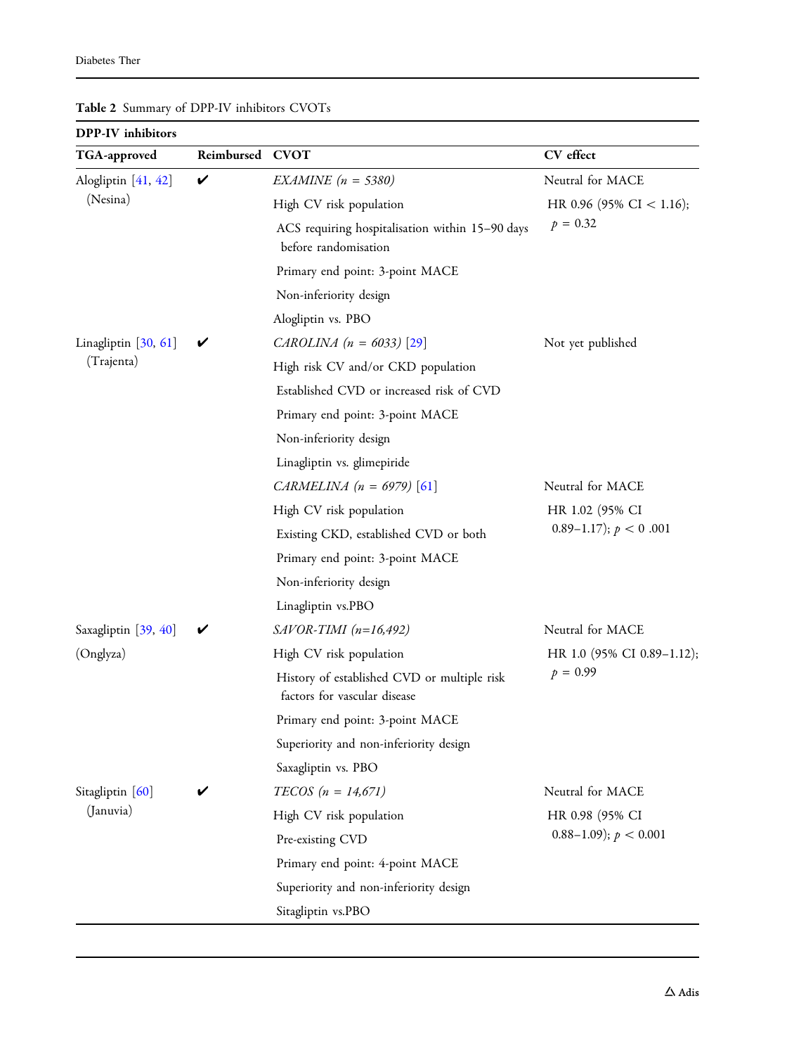**Table 2** Summary of DPP-IV inhibitors CVOTs

| DPP-IV inhibitors | | | |
|---|---|---|---|
| **TGA-approved** | **Reimbursed** | **CVOT** | **CV effect** |
| Alogliptin [41, 42] (Nesina) | ✔ | *EXAMINE (n = 5380)*<br>High CV risk population<br>ACS requiring hospitalisation within 15–90 days before randomisation<br>Primary end point: 3-point MACE<br>Non-inferiority design<br>Alogliptin vs. PBO | Neutral for MACE<br>HR 0.96 (95% CI < 1.16); $p = 0.32$ |
| Linagliptin [30, 61] (Trajenta) | ✔ | *CAROLINA (n = 6033)* [29]<br>High risk CV and/or CKD population<br>Established CVD or increased risk of CVD<br>Primary end point: 3-point MACE<br>Non-inferiority design<br>Linagliptin vs. glimepiride | Not yet published |
| | | *CARMELINA (n = 6979)* [61]<br>High CV risk population<br>Existing CKD, established CVD or both<br>Primary end point: 3-point MACE<br>Non-inferiority design<br>Linagliptin vs.PBO | Neutral for MACE<br>HR 1.02 (95% CI 0.89–1.17); $p < 0.001$ |
| Saxagliptin [39, 40] (Onglyza) | ✔ | *SAVOR-TIMI (n=16,492)*<br>High CV risk population<br>History of established CVD or multiple risk factors for vascular disease<br>Primary end point: 3-point MACE<br>Superiority and non-inferiority design<br>Saxagliptin vs. PBO | Neutral for MACE<br>HR 1.0 (95% CI 0.89–1.12); $p = 0.99$ |
| Sitagliptin [60] (Januvia) | ✔ | *TECOS (n = 14,671)*<br>High CV risk population<br>Pre-existing CVD<br>Primary end point: 4-point MACE<br>Superiority and non-inferiority design<br>Sitagliptin vs.PBO | Neutral for MACE<br>HR 0.98 (95% CI 0.88–1.09); $p < 0.001$ |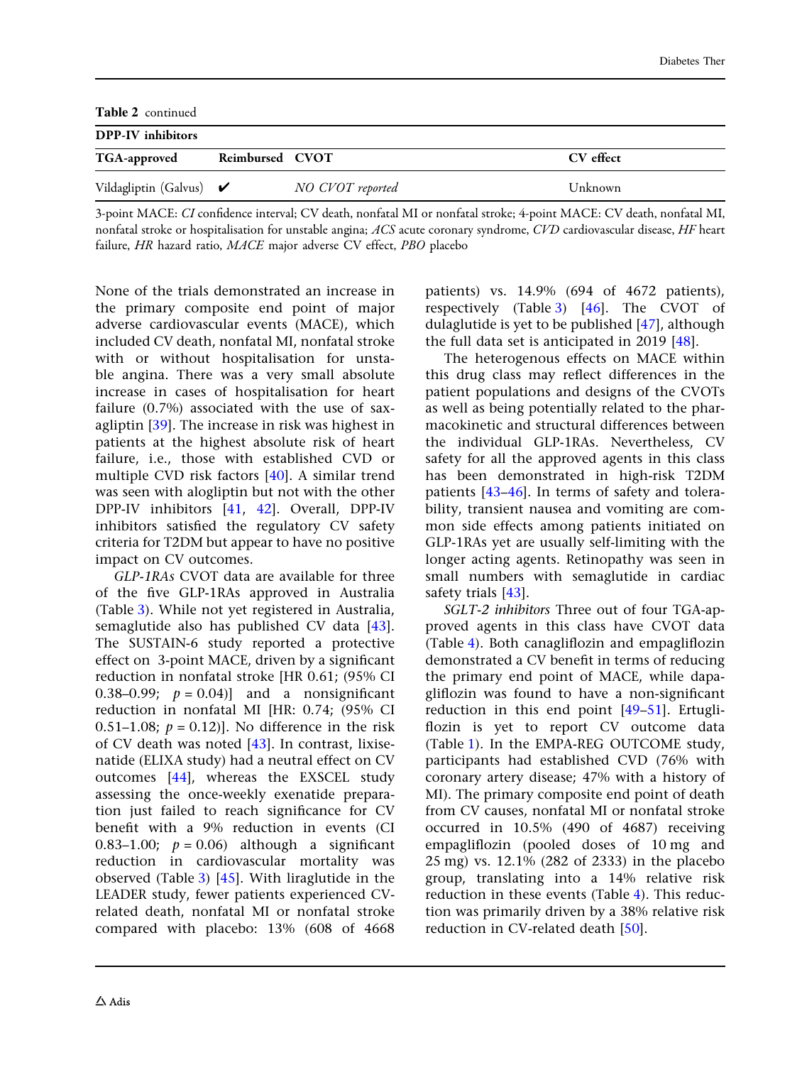**Table 2** continued

| DPP-IV inhibitors | | | |
|---|---|---|---|
| **TGA-approved** | **Reimbursed** | **CVOT** | **CV effect** |
| Vildagliptin (Galvus) | ✔ | *NO CVOT reported* | Unknown |

3-point MACE: *CI* confidence interval; CV death, nonfatal MI or nonfatal stroke; 4-point MACE: CV death, nonfatal MI, nonfatal stroke or hospitalisation for unstable angina; *ACS* acute coronary syndrome, *CVD* cardiovascular disease, *HF* heart failure, *HR* hazard ratio, *MACE* major adverse CV effect, *PBO* placebo

None of the trials demonstrated an increase in the primary composite end point of major adverse cardiovascular events (MACE), which included CV death, nonfatal MI, nonfatal stroke with or without hospitalisation for unstable angina. There was a very small absolute increase in cases of hospitalisation for heart failure (0.7%) associated with the use of saxagliptin [39]. The increase in risk was highest in patients at the highest absolute risk of heart failure, i.e., those with established CVD or multiple CVD risk factors [40]. A similar trend was seen with alogliptin but not with the other DPP-IV inhibitors [41, 42]. Overall, DPP-IV inhibitors satisfied the regulatory CV safety criteria for T2DM but appear to have no positive impact on CV outcomes.

*GLP-1RAs* CVOT data are available for three of the five GLP-1RAs approved in Australia (Table 3). While not yet registered in Australia, semaglutide also has published CV data [43]. The SUSTAIN-6 study reported a protective effect on 3-point MACE, driven by a significant reduction in nonfatal stroke [HR 0.61; (95% CI 0.38–0.99; $p = 0.04$)] and a nonsignificant reduction in nonfatal MI [HR: 0.74; (95% CI 0.51–1.08; $p = 0.12$)]. No difference in the risk of CV death was noted [43]. In contrast, lixisenatide (ELIXA study) had a neutral effect on CV outcomes [44], whereas the EXSCEL study assessing the once-weekly exenatide preparation just failed to reach significance for CV benefit with a 9% reduction in events (CI 0.83–1.00; $p = 0.06$) although a significant reduction in cardiovascular mortality was observed (Table 3) [45]. With liraglutide in the LEADER study, fewer patients experienced CV-related death, nonfatal MI or nonfatal stroke compared with placebo: 13% (608 of 4668 patients) vs. 14.9% (694 of 4672 patients), respectively (Table 3) [46]. The CVOT of dulaglutide is yet to be published [47], although the full data set is anticipated in 2019 [48].

The heterogenous effects on MACE within this drug class may reflect differences in the patient populations and designs of the CVOTs as well as being potentially related to the pharmacokinetic and structural differences between the individual GLP-1RAs. Nevertheless, CV safety for all the approved agents in this class has been demonstrated in high-risk T2DM patients [43–46]. In terms of safety and tolerability, transient nausea and vomiting are common side effects among patients initiated on GLP-1RAs yet are usually self-limiting with the longer acting agents. Retinopathy was seen in small numbers with semaglutide in cardiac safety trials [43].

*SGLT-2 inhibitors* Three out of four TGA-approved agents in this class have CVOT data (Table 4). Both canagliflozin and empagliflozin demonstrated a CV benefit in terms of reducing the primary end point of MACE, while dapagliflozin was found to have a non-significant reduction in this end point [49–51]. Ertugliflozin is yet to report CV outcome data (Table 1). In the EMPA-REG OUTCOME study, participants had established CVD (76% with coronary artery disease; 47% with a history of MI). The primary composite end point of death from CV causes, nonfatal MI or nonfatal stroke occurred in 10.5% (490 of 4687) receiving empagliflozin (pooled doses of 10 mg and 25 mg) vs. 12.1% (282 of 2333) in the placebo group, translating into a 14% relative risk reduction in these events (Table 4). This reduction was primarily driven by a 38% relative risk reduction in CV-related death [50].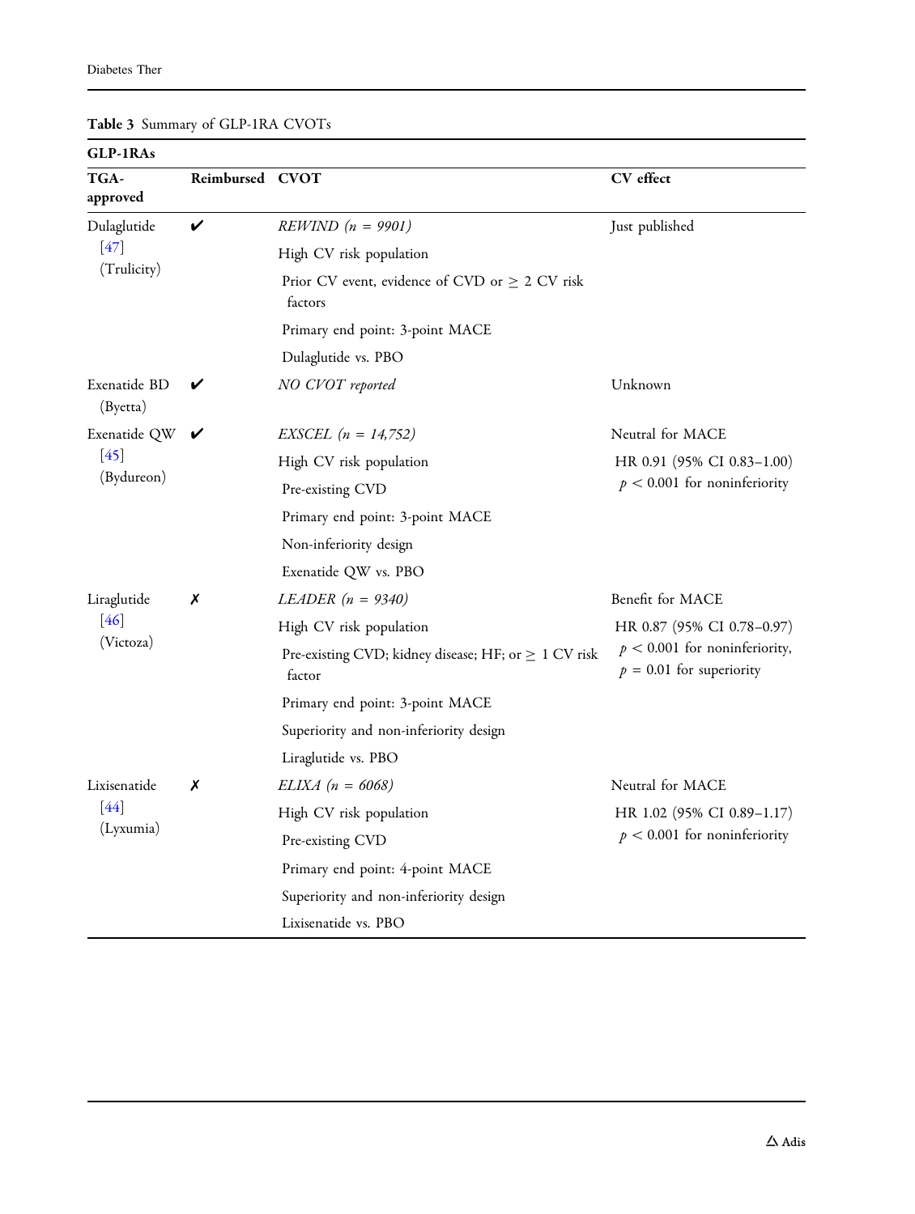**Table 3** Summary of GLP-1RA CVOTs

| GLP-1RAs | | | |
|---|---|---|---|
| TGA-approved | Reimbursed | CVOT | CV effect |
| Dulaglutide [47] (Trulicity) | ✔ | *REWIND (n = 9901)*<br>High CV risk population<br>Prior CV event, evidence of CVD or $\geq$ 2 CV risk factors<br>Primary end point: 3-point MACE<br>Dulaglutide vs. PBO | Just published |
| Exenatide BD (Byetta) | ✔ | *NO CVOT reported* | Unknown |
| Exenatide QW [45] (Bydureon) | ✔ | *EXSCEL (n = 14,752)*<br>High CV risk population<br>Pre-existing CVD<br>Primary end point: 3-point MACE<br>Non-inferiority design<br>Exenatide QW vs. PBO | Neutral for MACE<br>HR 0.91 (95% CI 0.83–1.00)<br>$p < 0.001$ for noninferiority |
| Liraglutide [46] (Victoza) | ✗ | *LEADER (n = 9340)*<br>High CV risk population<br>Pre-existing CVD; kidney disease; HF; or $\geq$ 1 CV risk factor<br>Primary end point: 3-point MACE<br>Superiority and non-inferiority design<br>Liraglutide vs. PBO | Benefit for MACE<br>HR 0.87 (95% CI 0.78–0.97)<br>$p < 0.001$ for noninferiority, $p = 0.01$ for superiority |
| Lixisenatide [44] (Lyxumia) | ✗ | *ELIXA (n = 6068)*<br>High CV risk population<br>Pre-existing CVD<br>Primary end point: 4-point MACE<br>Superiority and non-inferiority design<br>Lixisenatide vs. PBO | Neutral for MACE<br>HR 1.02 (95% CI 0.89–1.17)<br>$p < 0.001$ for noninferiority |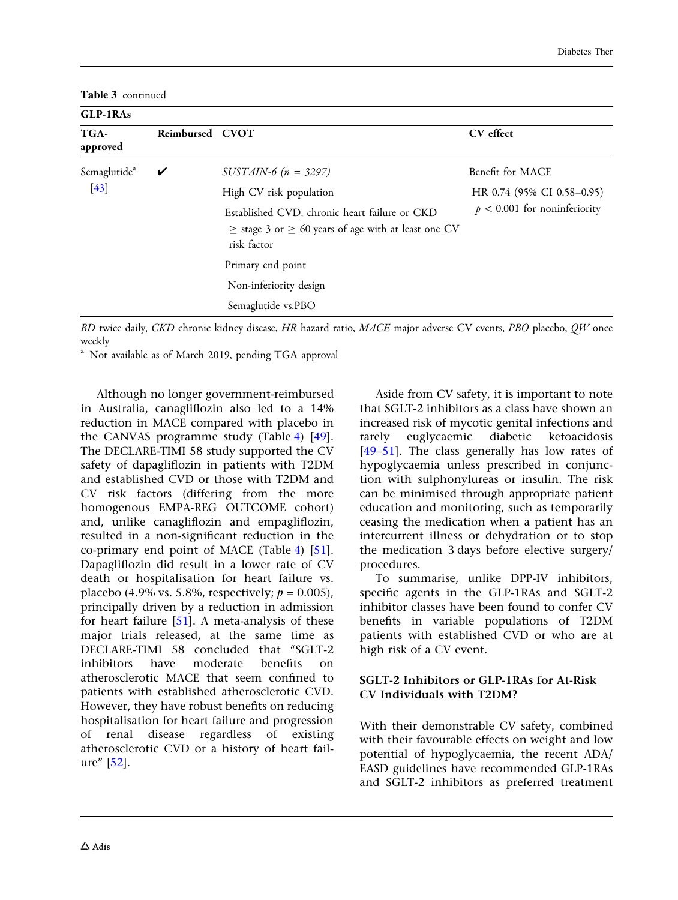**Table 3** continued

| GLP-1RAs | | | |
|---|---|---|---|
| TGA-approved | Reimbursed | CVOT | CV effect |
| Semaglutide[a] [43] | ✔ | *SUSTAIN-6 (n = 3297)*<br>High CV risk population<br>Established CVD, chronic heart failure or CKD ≥ stage 3 or ≥ 60 years of age with at least one CV risk factor<br>Primary end point<br>Non-inferiority design<br>Semaglutide vs.PBO | Benefit for MACE<br>HR 0.74 (95% CI 0.58–0.95)<br>$p < 0.001$ for noninferiority |

*BD* twice daily, *CKD* chronic kidney disease, *HR* hazard ratio, *MACE* major adverse CV events, *PBO* placebo, *QW* once weekly

[a] Not available as of March 2019, pending TGA approval

Although no longer government-reimbursed in Australia, canagliflozin also led to a 14% reduction in MACE compared with placebo in the CANVAS programme study (Table 4) [49]. The DECLARE-TIMI 58 study supported the CV safety of dapagliflozin in patients with T2DM and established CVD or those with T2DM and CV risk factors (differing from the more homogenous EMPA-REG OUTCOME cohort) and, unlike canagliflozin and empagliflozin, resulted in a non-significant reduction in the co-primary end point of MACE (Table 4) [51]. Dapagliflozin did result in a lower rate of CV death or hospitalisation for heart failure vs. placebo (4.9% vs. 5.8%, respectively; $p = 0.005$), principally driven by a reduction in admission for heart failure [51]. A meta-analysis of these major trials released, at the same time as DECLARE-TIMI 58 concluded that "SGLT-2 inhibitors have moderate benefits on atherosclerotic MACE that seem confined to patients with established atherosclerotic CVD. However, they have robust benefits on reducing hospitalisation for heart failure and progression of renal disease regardless of existing atherosclerotic CVD or a history of heart failure" [52].

Aside from CV safety, it is important to note that SGLT-2 inhibitors as a class have shown an increased risk of mycotic genital infections and rarely euglycaemic diabetic ketoacidosis [49–51]. The class generally has low rates of hypoglycaemia unless prescribed in conjunction with sulphonylureas or insulin. The risk can be minimised through appropriate patient education and monitoring, such as temporarily ceasing the medication when a patient has an intercurrent illness or dehydration or to stop the medication 3 days before elective surgery/procedures.

To summarise, unlike DPP-IV inhibitors, specific agents in the GLP-1RAs and SGLT-2 inhibitor classes have been found to confer CV benefits in variable populations of T2DM patients with established CVD or who are at high risk of a CV event.

## SGLT-2 Inhibitors or GLP-1RAs for At-Risk CV Individuals with T2DM?

With their demonstrable CV safety, combined with their favourable effects on weight and low potential of hypoglycaemia, the recent ADA/EASD guidelines have recommended GLP-1RAs and SGLT-2 inhibitors as preferred treatment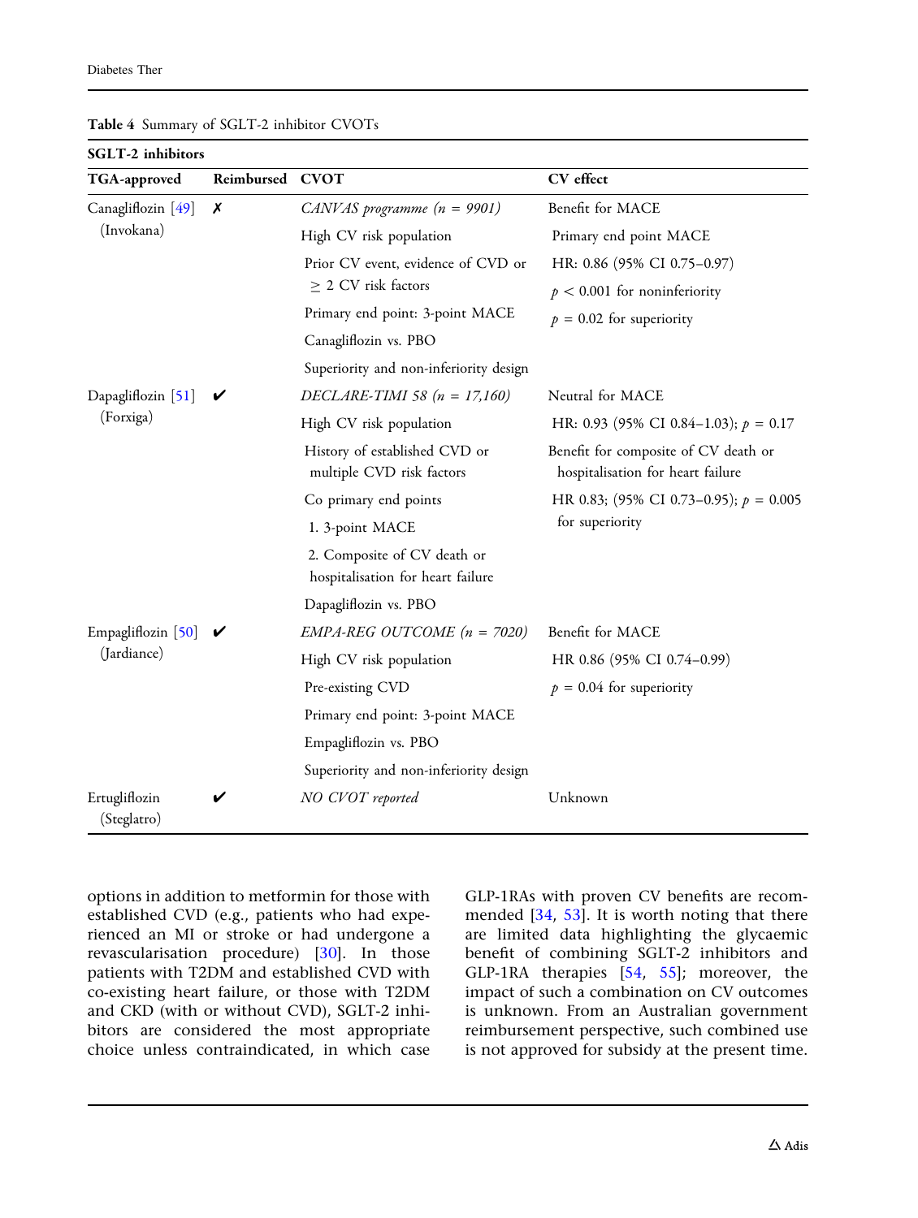Table 4 Summary of SGLT-2 inhibitor CVOTs

| SGLT-2 inhibitors | | | |
|---|---|---|---|
| **TGA-approved** | **Reimbursed** | **CVOT** | **CV effect** |
| Canagliflozin [49] (Invokana) | ✗ | *CANVAS programme (n = 9901)*<br>High CV risk population<br>Prior CV event, evidence of CVD or ≥ 2 CV risk factors<br>Primary end point: 3-point MACE<br>Canagliflozin vs. PBO<br>Superiority and non-inferiority design | Benefit for MACE<br>Primary end point MACE<br>HR: 0.86 (95% CI 0.75–0.97)<br>$p < 0.001$ for noninferiority<br>$p = 0.02$ for superiority |
| Dapagliflozin [51] (Forxiga) | ✔ | *DECLARE-TIMI 58 (n = 17,160)*<br>High CV risk population<br>History of established CVD or multiple CVD risk factors<br>Co primary end points<br>1. 3-point MACE<br>2. Composite of CV death or hospitalisation for heart failure<br>Dapagliflozin vs. PBO | Neutral for MACE<br>HR: 0.93 (95% CI 0.84–1.03); $p = 0.17$<br>Benefit for composite of CV death or hospitalisation for heart failure<br>HR 0.83; (95% CI 0.73–0.95); $p = 0.005$ for superiority |
| Empagliflozin [50] (Jardiance) | ✔ | *EMPA-REG OUTCOME (n = 7020)*<br>High CV risk population<br>Pre-existing CVD<br>Primary end point: 3-point MACE<br>Empagliflozin vs. PBO<br>Superiority and non-inferiority design | Benefit for MACE<br>HR 0.86 (95% CI 0.74–0.99)<br>$p = 0.04$ for superiority |
| Ertugliflozin (Steglatro) | ✔ | *NO CVOT reported* | Unknown |

options in addition to metformin for those with established CVD (e.g., patients who had experienced an MI or stroke or had undergone a revascularisation procedure) [30]. In those patients with T2DM and established CVD with co-existing heart failure, or those with T2DM and CKD (with or without CVD), SGLT-2 inhibitors are considered the most appropriate choice unless contraindicated, in which case GLP-1RAs with proven CV benefits are recommended [34, 53]. It is worth noting that there are limited data highlighting the glycaemic benefit of combining SGLT-2 inhibitors and GLP-1RA therapies [54, 55]; moreover, the impact of such a combination on CV outcomes is unknown. From an Australian government reimbursement perspective, such combined use is not approved for subsidy at the present time.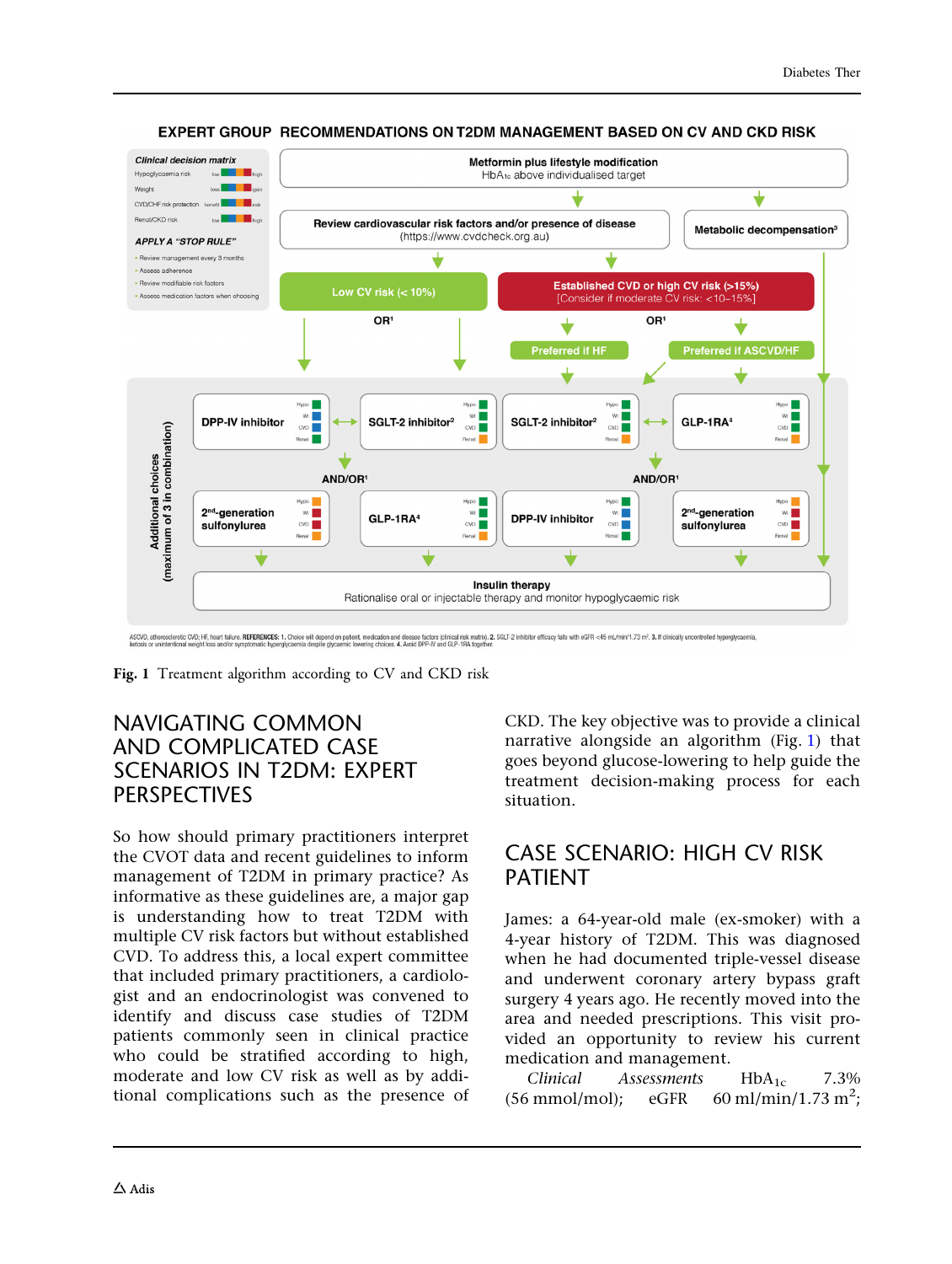EXPERT GROUP RECOMMENDATIONS ON T2DM MANAGEMENT BASED ON CV AND CKD RISK

*Clinical decision matrix*

Hypoglycaemia risk low / high
Weight loss / gain
CVD/CHF risk protection benefit / risk
Renal/CKD risk low / high

*APPLY A "STOP RULE"*

- Review management every 3 months
- Assess adherence
- Review modifiable risk factors
- Assess medication factors when choosing

Metformin plus lifestyle modification
$HbA_{1c}$ above individualised target

Review cardiovascular risk factors and/or presence of disease
(https://www.cvdcheck.org.au)

Metabolic decompensation[3]

Low CV risk (< 10%)

Established CVD or high CV risk (>15%)
[Consider if moderate CV risk: <10–15%]

OR[1]

OR[1]

Preferred if HF

Preferred if ASCVD/HF

Additional choices (maximum of 3 in combination)

DPP-IV inhibitor

SGLT-2 inhibitor[2]

SGLT-2 inhibitor[2]

GLP-1RA[4]

AND/OR[1]

AND/OR[1]

2nd-generation sulfonylurea

GLP-1RA[4]

DPP-IV inhibitor

2nd-generation sulfonylurea

Insulin therapy
Rationalise oral or injectable therapy and monitor hypoglycaemic risk

ASCVD, atherosclerotic CVD; HF, heart failure. REFERENCES: 1. Choice will depend on patient, medication and disease factors (clinical risk matrix). 2. SGLT-2 inhibitor efficacy falls with eGFR <45 mL/min/1.73 m². 3. If clinically uncontrolled hyperglycaemia, ketosis or unintentional weight loss and/or symptomatic hyperglycaemia despite glycaemic lowering choices. 4. Avoid DPP-IV and GLP-1RA together.

**Fig. 1** Treatment algorithm according to CV and CKD risk

## NAVIGATING COMMON AND COMPLICATED CASE SCENARIOS IN T2DM: EXPERT PERSPECTIVES

So how should primary practitioners interpret the CVOT data and recent guidelines to inform management of T2DM in primary practice? As informative as these guidelines are, a major gap is understanding how to treat T2DM with multiple CV risk factors but without established CVD. To address this, a local expert committee that included primary practitioners, a cardiologist and an endocrinologist was convened to identify and discuss case studies of T2DM patients commonly seen in clinical practice who could be stratified according to high, moderate and low CV risk as well as by additional complications such as the presence of CKD. The key objective was to provide a clinical narrative alongside an algorithm (Fig. 1) that goes beyond glucose-lowering to help guide the treatment decision-making process for each situation.

## CASE SCENARIO: HIGH CV RISK PATIENT

James: a 64-year-old male (ex-smoker) with a 4-year history of T2DM. This was diagnosed when he had documented triple-vessel disease and underwent coronary artery bypass graft surgery 4 years ago. He recently moved into the area and needed prescriptions. This visit provided an opportunity to review his current medication and management.

*Clinical Assessments* $HbA_{1c}$ 7.3% (56 mmol/mol); eGFR 60 ml/min/1.73 $m^2$;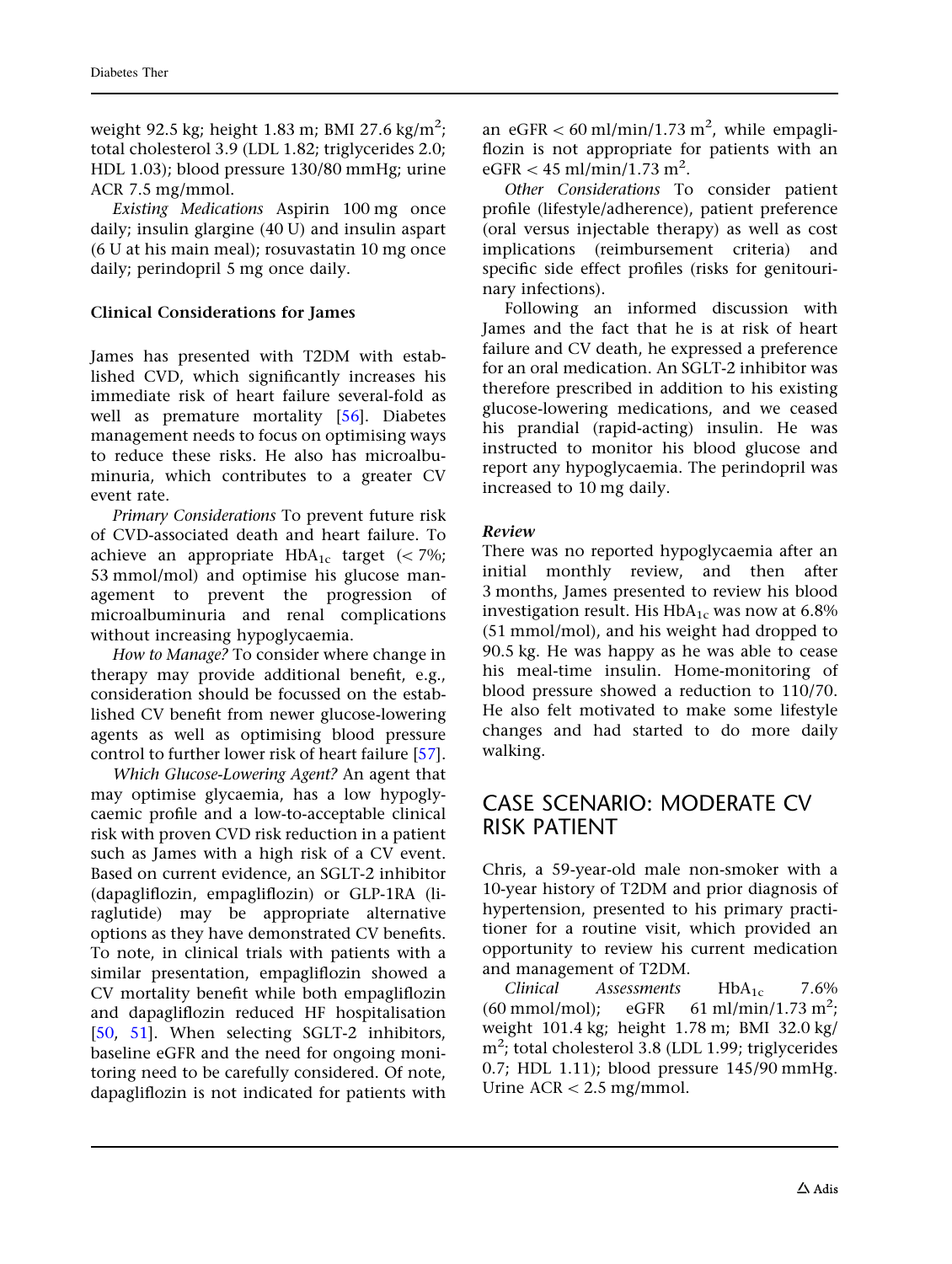weight 92.5 kg; height 1.83 m; BMI 27.6 kg/m$^2$; total cholesterol 3.9 (LDL 1.82; triglycerides 2.0; HDL 1.03); blood pressure 130/80 mmHg; urine ACR 7.5 mg/mmol.

*Existing Medications* Aspirin 100 mg once daily; insulin glargine (40 U) and insulin aspart (6 U at his main meal); rosuvastatin 10 mg once daily; perindopril 5 mg once daily.

### Clinical Considerations for James

James has presented with T2DM with established CVD, which significantly increases his immediate risk of heart failure several-fold as well as premature mortality [56]. Diabetes management needs to focus on optimising ways to reduce these risks. He also has microalbuminuria, which contributes to a greater CV event rate.

*Primary Considerations* To prevent future risk of CVD-associated death and heart failure. To achieve an appropriate $HbA_{1c}$ target (< 7%; 53 mmol/mol) and optimise his glucose management to prevent the progression of microalbuminuria and renal complications without increasing hypoglycaemia.

*How to Manage?* To consider where change in therapy may provide additional benefit, e.g., consideration should be focussed on the established CV benefit from newer glucose-lowering agents as well as optimising blood pressure control to further lower risk of heart failure [57].

*Which Glucose-Lowering Agent?* An agent that may optimise glycaemia, has a low hypoglycaemic profile and a low-to-acceptable clinical risk with proven CVD risk reduction in a patient such as James with a high risk of a CV event. Based on current evidence, an SGLT-2 inhibitor (dapagliflozin, empagliflozin) or GLP-1RA (liraglutide) may be appropriate alternative options as they have demonstrated CV benefits. To note, in clinical trials with patients with a similar presentation, empagliflozin showed a CV mortality benefit while both empagliflozin and dapagliflozin reduced HF hospitalisation [50, 51]. When selecting SGLT-2 inhibitors, baseline eGFR and the need for ongoing monitoring need to be carefully considered. Of note, dapagliflozin is not indicated for patients with an eGFR < 60 ml/min/1.73 m$^2$, while empagliflozin is not appropriate for patients with an eGFR < 45 ml/min/1.73 m$^2$.

*Other Considerations* To consider patient profile (lifestyle/adherence), patient preference (oral versus injectable therapy) as well as cost implications (reimbursement criteria) and specific side effect profiles (risks for genitourinary infections).

Following an informed discussion with James and the fact that he is at risk of heart failure and CV death, he expressed a preference for an oral medication. An SGLT-2 inhibitor was therefore prescribed in addition to his existing glucose-lowering medications, and we ceased his prandial (rapid-acting) insulin. He was instructed to monitor his blood glucose and report any hypoglycaemia. The perindopril was increased to 10 mg daily.

#### *Review*

There was no reported hypoglycaemia after an initial monthly review, and then after 3 months, James presented to review his blood investigation result. His $HbA_{1c}$ was now at 6.8% (51 mmol/mol), and his weight had dropped to 90.5 kg. He was happy as he was able to cease his meal-time insulin. Home-monitoring of blood pressure showed a reduction to 110/70. He also felt motivated to make some lifestyle changes and had started to do more daily walking.

## CASE SCENARIO: MODERATE CV RISK PATIENT

Chris, a 59-year-old male non-smoker with a 10-year history of T2DM and prior diagnosis of hypertension, presented to his primary practitioner for a routine visit, which provided an opportunity to review his current medication and management of T2DM.

*Clinical Assessments* $HbA_{1c}$ 7.6% (60 mmol/mol); eGFR 61 ml/min/1.73 m$^2$; weight 101.4 kg; height 1.78 m; BMI 32.0 kg/m$^2$; total cholesterol 3.8 (LDL 1.99; triglycerides 0.7; HDL 1.11); blood pressure 145/90 mmHg. Urine ACR < 2.5 mg/mmol.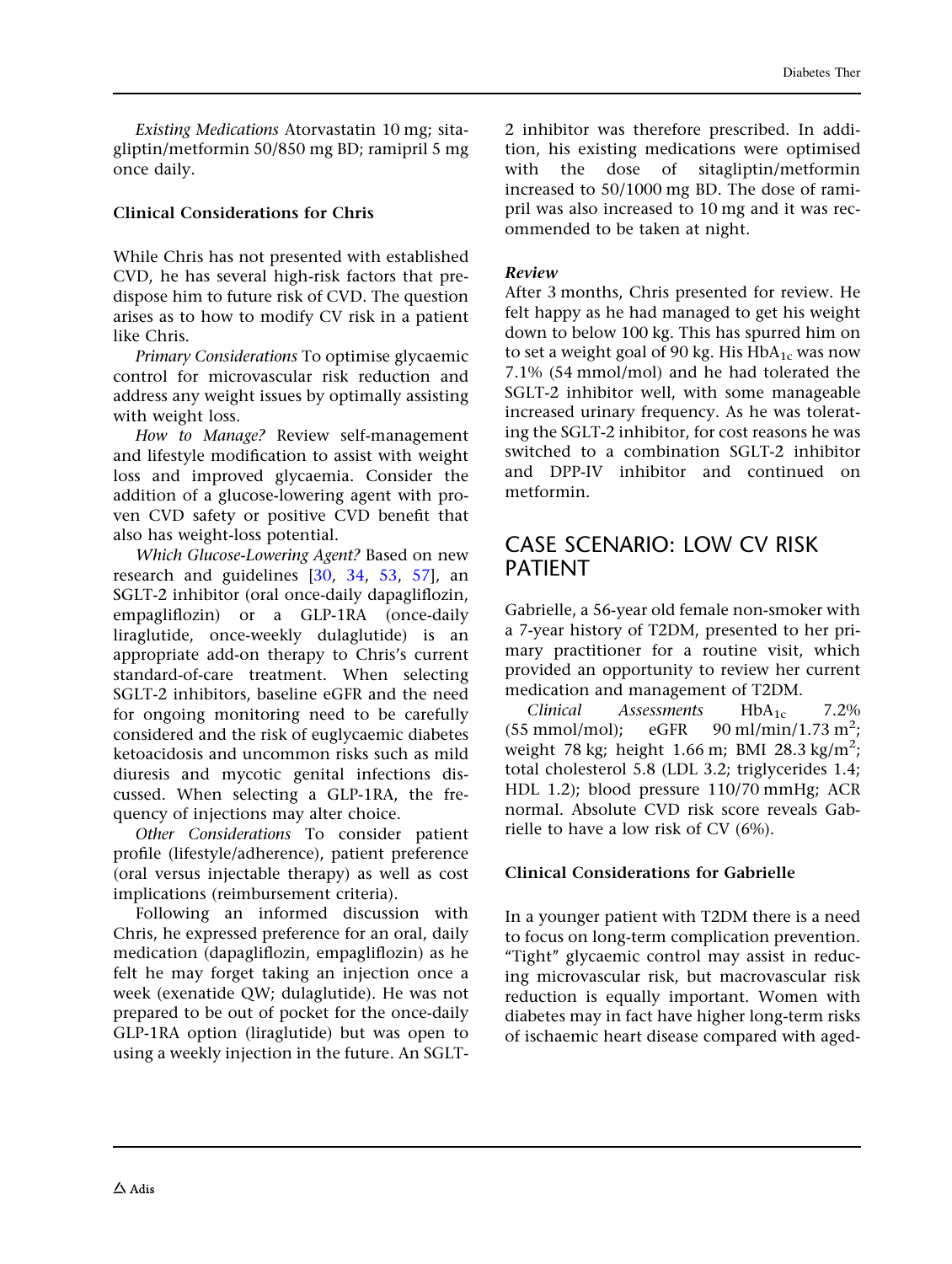*Existing Medications* Atorvastatin 10 mg; sitagliptin/metformin 50/850 mg BD; ramipril 5 mg once daily.

### Clinical Considerations for Chris

While Chris has not presented with established CVD, he has several high-risk factors that predispose him to future risk of CVD. The question arises as to how to modify CV risk in a patient like Chris.

*Primary Considerations* To optimise glycaemic control for microvascular risk reduction and address any weight issues by optimally assisting with weight loss.

*How to Manage?* Review self-management and lifestyle modification to assist with weight loss and improved glycaemia. Consider the addition of a glucose-lowering agent with proven CVD safety or positive CVD benefit that also has weight-loss potential.

*Which Glucose-Lowering Agent?* Based on new research and guidelines [30, 34, 53, 57], an SGLT-2 inhibitor (oral once-daily dapagliflozin, empagliflozin) or a GLP-1RA (once-daily liraglutide, once-weekly dulaglutide) is an appropriate add-on therapy to Chris's current standard-of-care treatment. When selecting SGLT-2 inhibitors, baseline eGFR and the need for ongoing monitoring need to be carefully considered and the risk of euglycaemic diabetes ketoacidosis and uncommon risks such as mild diuresis and mycotic genital infections discussed. When selecting a GLP-1RA, the frequency of injections may alter choice.

*Other Considerations* To consider patient profile (lifestyle/adherence), patient preference (oral versus injectable therapy) as well as cost implications (reimbursement criteria).

Following an informed discussion with Chris, he expressed preference for an oral, daily medication (dapagliflozin, empagliflozin) as he felt he may forget taking an injection once a week (exenatide QW; dulaglutide). He was not prepared to be out of pocket for the once-daily GLP-1RA option (liraglutide) but was open to using a weekly injection in the future. An SGLT-2 inhibitor was therefore prescribed. In addition, his existing medications were optimised with the dose of sitagliptin/metformin increased to 50/1000 mg BD. The dose of ramipril was also increased to 10 mg and it was recommended to be taken at night.

***Review***

After 3 months, Chris presented for review. He felt happy as he had managed to get his weight down to below 100 kg. This has spurred him on to set a weight goal of 90 kg. His $HbA_{1c}$ was now 7.1% (54 mmol/mol) and he had tolerated the SGLT-2 inhibitor well, with some manageable increased urinary frequency. As he was tolerating the SGLT-2 inhibitor, for cost reasons he was switched to a combination SGLT-2 inhibitor and DPP-IV inhibitor and continued on metformin.

## CASE SCENARIO: LOW CV RISK PATIENT

Gabrielle, a 56-year old female non-smoker with a 7-year history of T2DM, presented to her primary practitioner for a routine visit, which provided an opportunity to review her current medication and management of T2DM.

*Clinical Assessments* $HbA_{1c}$ 7.2% (55 mmol/mol); eGFR 90 ml/min/1.73 $m^2$; weight 78 kg; height 1.66 m; BMI 28.3 kg/$m^2$; total cholesterol 5.8 (LDL 3.2; triglycerides 1.4; HDL 1.2); blood pressure 110/70 mmHg; ACR normal. Absolute CVD risk score reveals Gabrielle to have a low risk of CV (6%).

### Clinical Considerations for Gabrielle

In a younger patient with T2DM there is a need to focus on long-term complication prevention. "Tight" glycaemic control may assist in reducing microvascular risk, but macrovascular risk reduction is equally important. Women with diabetes may in fact have higher long-term risks of ischaemic heart disease compared with aged-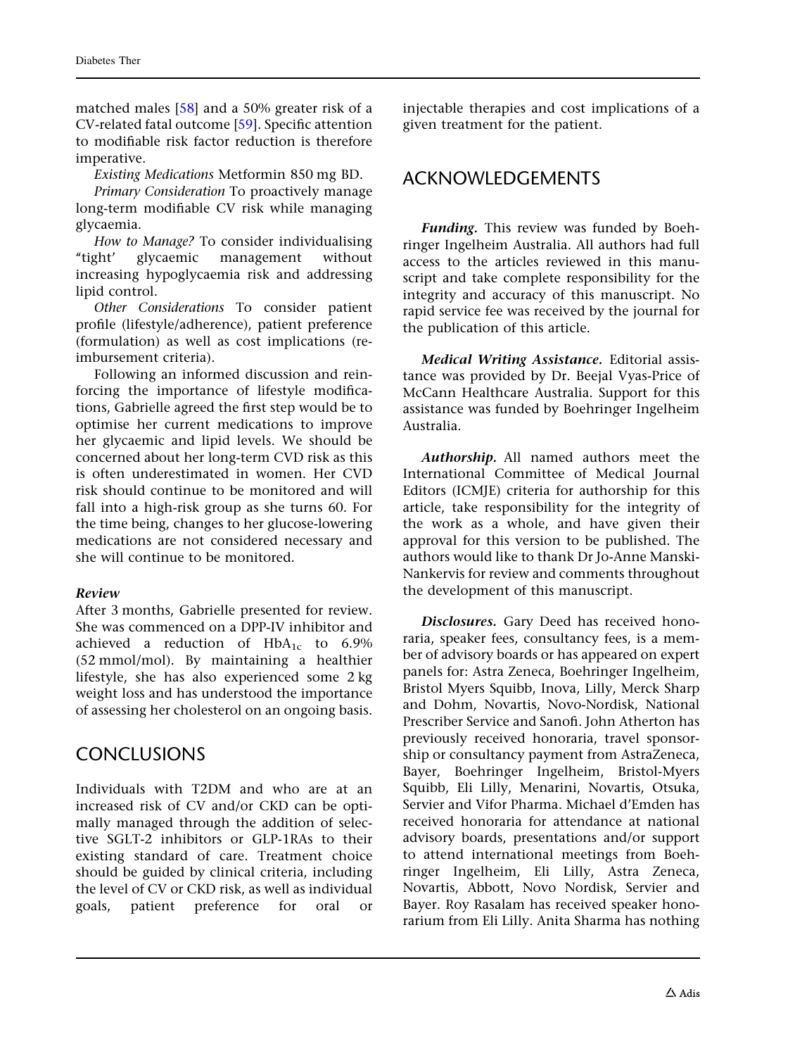matched males [58] and a 50% greater risk of a CV-related fatal outcome [59]. Specific attention to modifiable risk factor reduction is therefore imperative.

*Existing Medications* Metformin 850 mg BD.

*Primary Consideration* To proactively manage long-term modifiable CV risk while managing glycaemia.

*How to Manage?* To consider individualising "tight' glycaemic management without increasing hypoglycaemia risk and addressing lipid control.

*Other Considerations* To consider patient profile (lifestyle/adherence), patient preference (formulation) as well as cost implications (reimbursement criteria).

Following an informed discussion and reinforcing the importance of lifestyle modifications, Gabrielle agreed the first step would be to optimise her current medications to improve her glycaemic and lipid levels. We should be concerned about her long-term CVD risk as this is often underestimated in women. Her CVD risk should continue to be monitored and will fall into a high-risk group as she turns 60. For the time being, changes to her glucose-lowering medications are not considered necessary and she will continue to be monitored.

***Review***

After 3 months, Gabrielle presented for review. She was commenced on a DPP-IV inhibitor and achieved a reduction of $HbA_{1c}$ to 6.9% (52 mmol/mol). By maintaining a healthier lifestyle, she has also experienced some 2 kg weight loss and has understood the importance of assessing her cholesterol on an ongoing basis.

## CONCLUSIONS

Individuals with T2DM and who are at an increased risk of CV and/or CKD can be optimally managed through the addition of selective SGLT-2 inhibitors or GLP-1RAs to their existing standard of care. Treatment choice should be guided by clinical criteria, including the level of CV or CKD risk, as well as individual goals, patient preference for oral or injectable therapies and cost implications of a given treatment for the patient.

## ACKNOWLEDGEMENTS

***Funding.*** This review was funded by Boehringer Ingelheim Australia. All authors had full access to the articles reviewed in this manuscript and take complete responsibility for the integrity and accuracy of this manuscript. No rapid service fee was received by the journal for the publication of this article.

***Medical Writing Assistance.*** Editorial assistance was provided by Dr. Beejal Vyas-Price of McCann Healthcare Australia. Support for this assistance was funded by Boehringer Ingelheim Australia.

***Authorship.*** All named authors meet the International Committee of Medical Journal Editors (ICMJE) criteria for authorship for this article, take responsibility for the integrity of the work as a whole, and have given their approval for this version to be published. The authors would like to thank Dr Jo-Anne Manski-Nankervis for review and comments throughout the development of this manuscript.

***Disclosures.*** Gary Deed has received honoraria, speaker fees, consultancy fees, is a member of advisory boards or has appeared on expert panels for: Astra Zeneca, Boehringer Ingelheim, Bristol Myers Squibb, Inova, Lilly, Merck Sharp and Dohm, Novartis, Novo-Nordisk, National Prescriber Service and Sanofi. John Atherton has previously received honoraria, travel sponsorship or consultancy payment from AstraZeneca, Bayer, Boehringer Ingelheim, Bristol-Myers Squibb, Eli Lilly, Menarini, Novartis, Otsuka, Servier and Vifor Pharma. Michael d'Emden has received honoraria for attendance at national advisory boards, presentations and/or support to attend international meetings from Boehringer Ingelheim, Eli Lilly, Astra Zeneca, Novartis, Abbott, Novo Nordisk, Servier and Bayer. Roy Rasalam has received speaker honorarium from Eli Lilly. Anita Sharma has nothing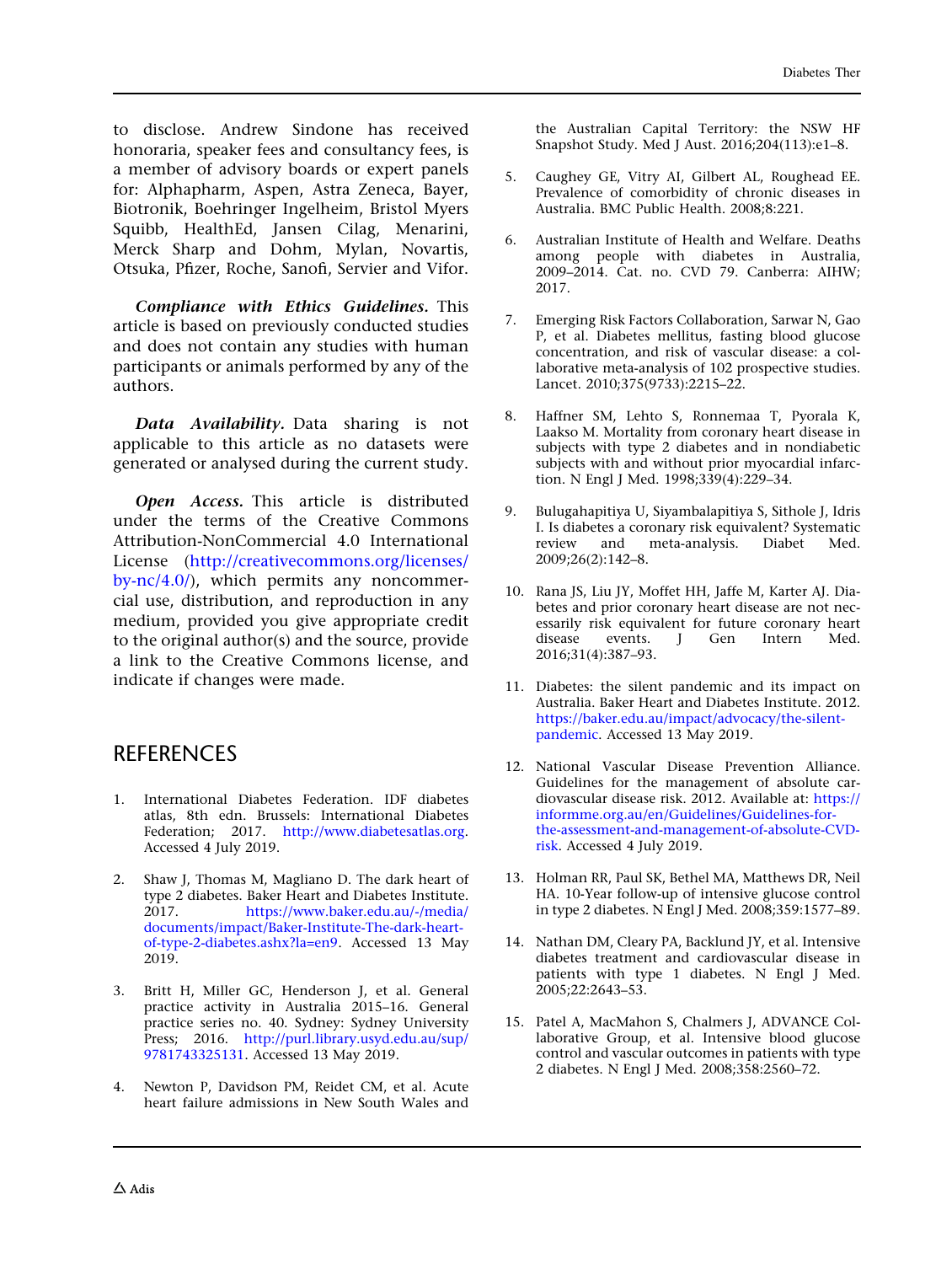to disclose. Andrew Sindone has received honoraria, speaker fees and consultancy fees, is a member of advisory boards or expert panels for: Alphapharm, Aspen, Astra Zeneca, Bayer, Biotronik, Boehringer Ingelheim, Bristol Myers Squibb, HealthEd, Jansen Cilag, Menarini, Merck Sharp and Dohm, Mylan, Novartis, Otsuka, Pfizer, Roche, Sanofi, Servier and Vifor.

***Compliance with Ethics Guidelines.*** This article is based on previously conducted studies and does not contain any studies with human participants or animals performed by any of the authors.

***Data Availability.*** Data sharing is not applicable to this article as no datasets were generated or analysed during the current study.

***Open Access.*** This article is distributed under the terms of the Creative Commons Attribution-NonCommercial 4.0 International License (http://creativecommons.org/licenses/by-nc/4.0/), which permits any noncommercial use, distribution, and reproduction in any medium, provided you give appropriate credit to the original author(s) and the source, provide a link to the Creative Commons license, and indicate if changes were made.

## REFERENCES

1. International Diabetes Federation. IDF diabetes atlas, 8th edn. Brussels: International Diabetes Federation; 2017. http://www.diabetesatlas.org. Accessed 4 July 2019.

2. Shaw J, Thomas M, Magliano D. The dark heart of type 2 diabetes. Baker Heart and Diabetes Institute. 2017. https://www.baker.edu.au/-/media/documents/impact/Baker-Institute-The-dark-heart-of-type-2-diabetes.ashx?la=en9. Accessed 13 May 2019.

3. Britt H, Miller GC, Henderson J, et al. General practice activity in Australia 2015–16. General practice series no. 40. Sydney: Sydney University Press; 2016. http://purl.library.usyd.edu.au/sup/9781743325131. Accessed 13 May 2019.

4. Newton P, Davidson PM, Reidet CM, et al. Acute heart failure admissions in New South Wales and the Australian Capital Territory: the NSW HF Snapshot Study. Med J Aust. 2016;204(113):e1–8.

5. Caughey GE, Vitry AI, Gilbert AL, Roughead EE. Prevalence of comorbidity of chronic diseases in Australia. BMC Public Health. 2008;8:221.

6. Australian Institute of Health and Welfare. Deaths among people with diabetes in Australia, 2009–2014. Cat. no. CVD 79. Canberra: AIHW; 2017.

7. Emerging Risk Factors Collaboration, Sarwar N, Gao P, et al. Diabetes mellitus, fasting blood glucose concentration, and risk of vascular disease: a collaborative meta-analysis of 102 prospective studies. Lancet. 2010;375(9733):2215–22.

8. Haffner SM, Lehto S, Ronnemaa T, Pyorala K, Laakso M. Mortality from coronary heart disease in subjects with type 2 diabetes and in nondiabetic subjects with and without prior myocardial infarction. N Engl J Med. 1998;339(4):229–34.

9. Bulugahapitiya U, Siyambalapitiya S, Sithole J, Idris I. Is diabetes a coronary risk equivalent? Systematic review and meta-analysis. Diabet Med. 2009;26(2):142–8.

10. Rana JS, Liu JY, Moffet HH, Jaffe M, Karter AJ. Diabetes and prior coronary heart disease are not necessarily risk equivalent for future coronary heart disease events. J Gen Intern Med. 2016;31(4):387–93.

11. Diabetes: the silent pandemic and its impact on Australia. Baker Heart and Diabetes Institute. 2012. https://baker.edu.au/impact/advocacy/the-silent-pandemic. Accessed 13 May 2019.

12. National Vascular Disease Prevention Alliance. Guidelines for the management of absolute cardiovascular disease risk. 2012. Available at: https://informme.org.au/en/Guidelines/Guidelines-for-the-assessment-and-management-of-absolute-CVD-risk. Accessed 4 July 2019.

13. Holman RR, Paul SK, Bethel MA, Matthews DR, Neil HA. 10-Year follow-up of intensive glucose control in type 2 diabetes. N Engl J Med. 2008;359:1577–89.

14. Nathan DM, Cleary PA, Backlund JY, et al. Intensive diabetes treatment and cardiovascular disease in patients with type 1 diabetes. N Engl J Med. 2005;22:2643–53.

15. Patel A, MacMahon S, Chalmers J, ADVANCE Collaborative Group, et al. Intensive blood glucose control and vascular outcomes in patients with type 2 diabetes. N Engl J Med. 2008;358:2560–72.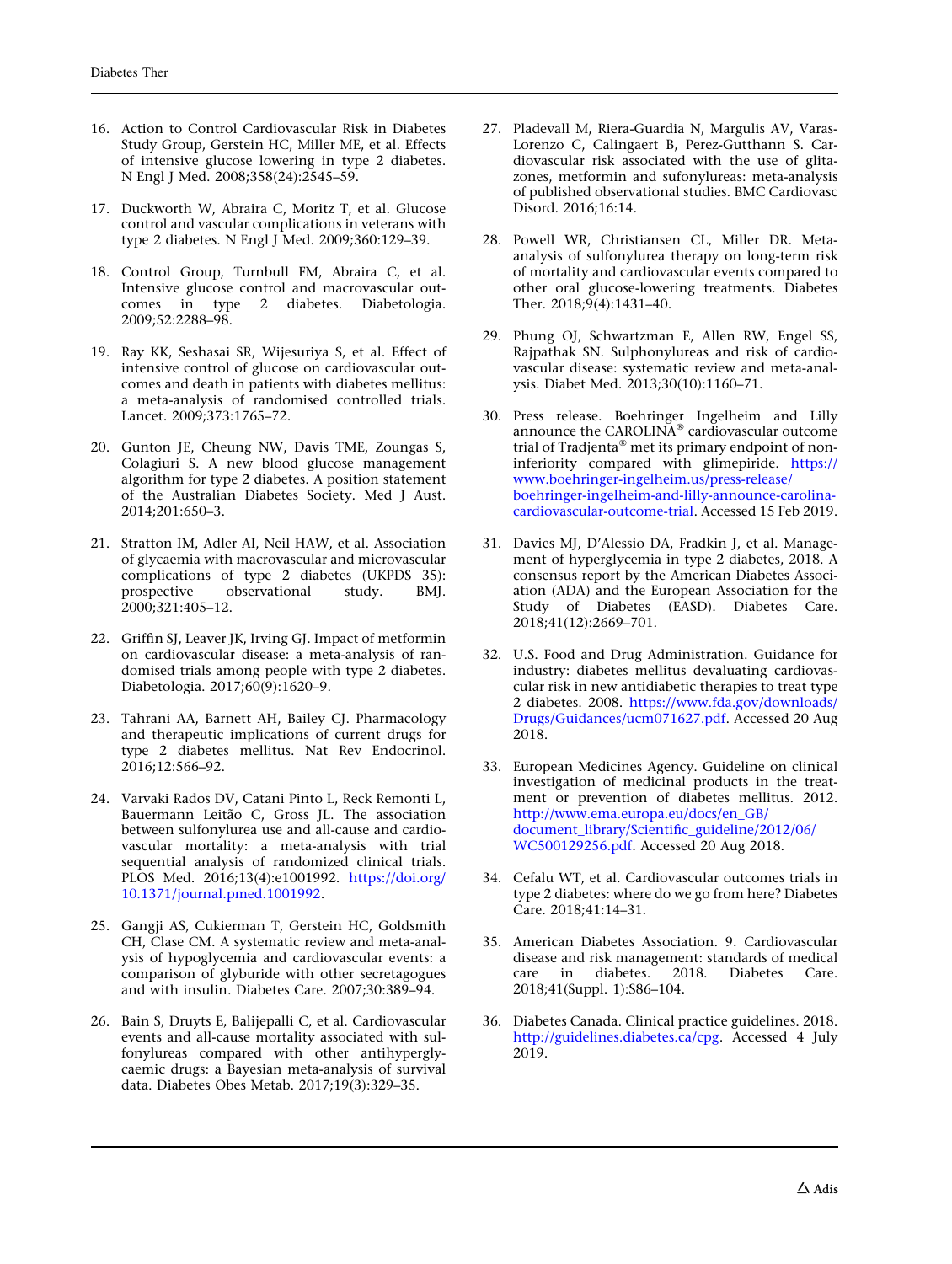16. Action to Control Cardiovascular Risk in Diabetes Study Group, Gerstein HC, Miller ME, et al. Effects of intensive glucose lowering in type 2 diabetes. N Engl J Med. 2008;358(24):2545–59.

17. Duckworth W, Abraira C, Moritz T, et al. Glucose control and vascular complications in veterans with type 2 diabetes. N Engl J Med. 2009;360:129–39.

18. Control Group, Turnbull FM, Abraira C, et al. Intensive glucose control and macrovascular outcomes in type 2 diabetes. Diabetologia. 2009;52:2288–98.

19. Ray KK, Seshasai SR, Wijesuriya S, et al. Effect of intensive control of glucose on cardiovascular outcomes and death in patients with diabetes mellitus: a meta-analysis of randomised controlled trials. Lancet. 2009;373:1765–72.

20. Gunton JE, Cheung NW, Davis TME, Zoungas S, Colagiuri S. A new blood glucose management algorithm for type 2 diabetes. A position statement of the Australian Diabetes Society. Med J Aust. 2014;201:650–3.

21. Stratton IM, Adler AI, Neil HAW, et al. Association of glycaemia with macrovascular and microvascular complications of type 2 diabetes (UKPDS 35): prospective observational study. BMJ. 2000;321:405–12.

22. Griffin SJ, Leaver JK, Irving GJ. Impact of metformin on cardiovascular disease: a meta-analysis of randomised trials among people with type 2 diabetes. Diabetologia. 2017;60(9):1620–9.

23. Tahrani AA, Barnett AH, Bailey CJ. Pharmacology and therapeutic implications of current drugs for type 2 diabetes mellitus. Nat Rev Endocrinol. 2016;12:566–92.

24. Varvaki Rados DV, Catani Pinto L, Reck Remonti L, Bauermann Leitão C, Gross JL. The association between sulfonylurea use and all-cause and cardiovascular mortality: a meta-analysis with trial sequential analysis of randomized clinical trials. PLOS Med. 2016;13(4):e1001992. https://doi.org/10.1371/journal.pmed.1001992.

25. Gangji AS, Cukierman T, Gerstein HC, Goldsmith CH, Clase CM. A systematic review and meta-analysis of hypoglycemia and cardiovascular events: a comparison of glyburide with other secretagogues and with insulin. Diabetes Care. 2007;30:389–94.

26. Bain S, Druyts E, Balijepalli C, et al. Cardiovascular events and all-cause mortality associated with sulfonylureas compared with other antihyperglycaemic drugs: a Bayesian meta-analysis of survival data. Diabetes Obes Metab. 2017;19(3):329–35.

27. Pladevall M, Riera-Guardia N, Margulis AV, Varas-Lorenzo C, Calingaert B, Perez-Gutthann S. Cardiovascular risk associated with the use of glitazones, metformin and sufonylureas: meta-analysis of published observational studies. BMC Cardiovasc Disord. 2016;16:14.

28. Powell WR, Christiansen CL, Miller DR. Meta-analysis of sulfonylurea therapy on long-term risk of mortality and cardiovascular events compared to other oral glucose-lowering treatments. Diabetes Ther. 2018;9(4):1431–40.

29. Phung OJ, Schwartzman E, Allen RW, Engel SS, Rajpathak SN. Sulphonylureas and risk of cardiovascular disease: systematic review and meta-analysis. Diabet Med. 2013;30(10):1160–71.

30. Press release. Boehringer Ingelheim and Lilly announce the CAROLINA® cardiovascular outcome trial of Tradjenta® met its primary endpoint of non-inferiority compared with glimepiride. https://www.boehringer-ingelheim.us/press-release/boehringer-ingelheim-and-lilly-announce-carolina-cardiovascular-outcome-trial. Accessed 15 Feb 2019.

31. Davies MJ, D'Alessio DA, Fradkin J, et al. Management of hyperglycemia in type 2 diabetes, 2018. A consensus report by the American Diabetes Association (ADA) and the European Association for the Study of Diabetes (EASD). Diabetes Care. 2018;41(12):2669–701.

32. U.S. Food and Drug Administration. Guidance for industry: diabetes mellitus devaluating cardiovascular risk in new antidiabetic therapies to treat type 2 diabetes. 2008. https://www.fda.gov/downloads/Drugs/Guidances/ucm071627.pdf. Accessed 20 Aug 2018.

33. European Medicines Agency. Guideline on clinical investigation of medicinal products in the treatment or prevention of diabetes mellitus. 2012. http://www.ema.europa.eu/docs/en_GB/document_library/Scientific_guideline/2012/06/WC500129256.pdf. Accessed 20 Aug 2018.

34. Cefalu WT, et al. Cardiovascular outcomes trials in type 2 diabetes: where do we go from here? Diabetes Care. 2018;41:14–31.

35. American Diabetes Association. 9. Cardiovascular disease and risk management: standards of medical care in diabetes. 2018. Diabetes Care. 2018;41(Suppl. 1):S86–104.

36. Diabetes Canada. Clinical practice guidelines. 2018. http://guidelines.diabetes.ca/cpg. Accessed 4 July 2019.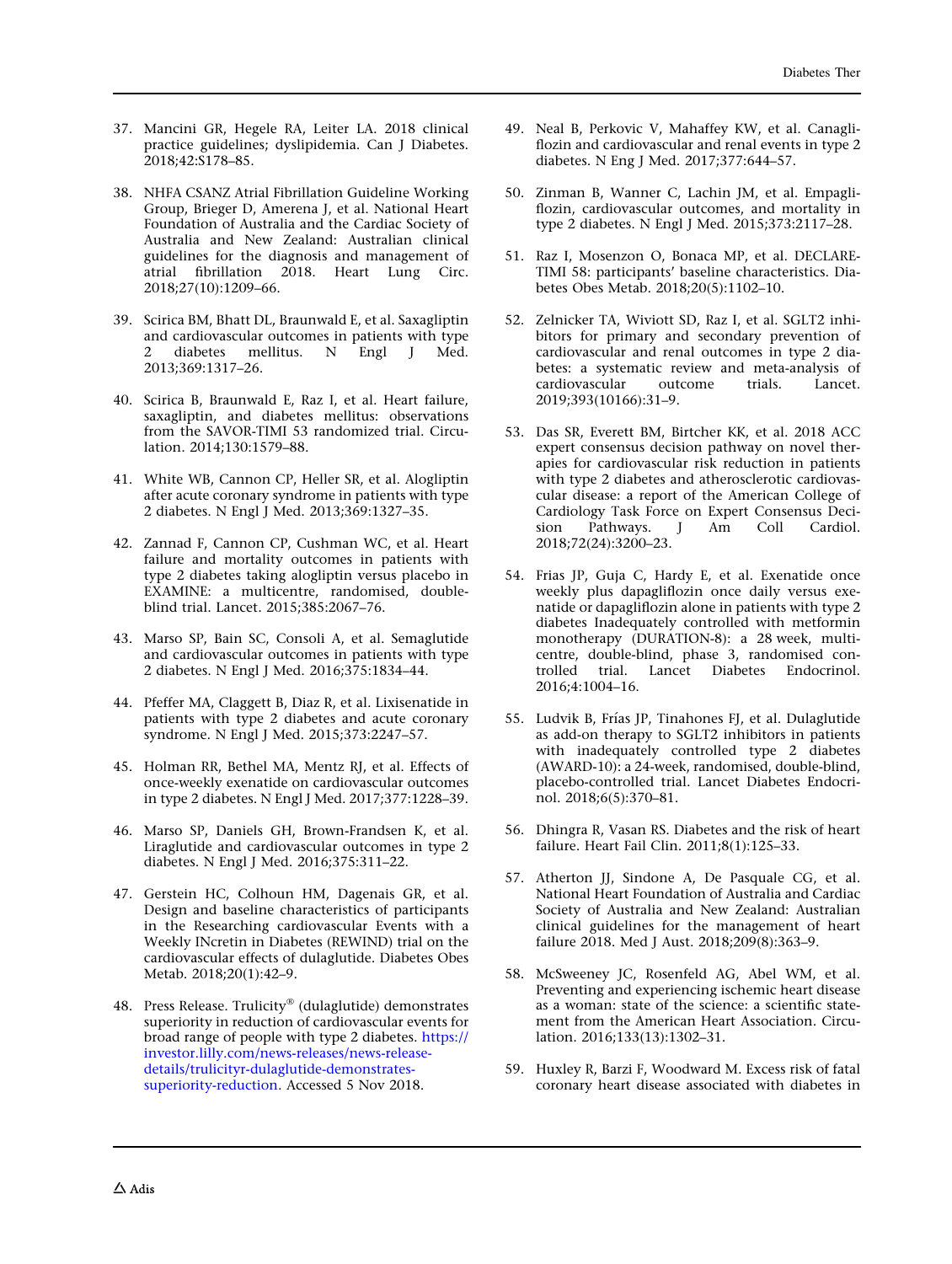37. Mancini GR, Hegele RA, Leiter LA. 2018 clinical practice guidelines; dyslipidemia. Can J Diabetes. 2018;42:S178–85.

38. NHFA CSANZ Atrial Fibrillation Guideline Working Group, Brieger D, Amerena J, et al. National Heart Foundation of Australia and the Cardiac Society of Australia and New Zealand: Australian clinical guidelines for the diagnosis and management of atrial fibrillation 2018. Heart Lung Circ. 2018;27(10):1209–66.

39. Scirica BM, Bhatt DL, Braunwald E, et al. Saxagliptin and cardiovascular outcomes in patients with type 2 diabetes mellitus. N Engl J Med. 2013;369:1317–26.

40. Scirica B, Braunwald E, Raz I, et al. Heart failure, saxagliptin, and diabetes mellitus: observations from the SAVOR-TIMI 53 randomized trial. Circulation. 2014;130:1579–88.

41. White WB, Cannon CP, Heller SR, et al. Alogliptin after acute coronary syndrome in patients with type 2 diabetes. N Engl J Med. 2013;369:1327–35.

42. Zannad F, Cannon CP, Cushman WC, et al. Heart failure and mortality outcomes in patients with type 2 diabetes taking alogliptin versus placebo in EXAMINE: a multicentre, randomised, double-blind trial. Lancet. 2015;385:2067–76.

43. Marso SP, Bain SC, Consoli A, et al. Semaglutide and cardiovascular outcomes in patients with type 2 diabetes. N Engl J Med. 2016;375:1834–44.

44. Pfeffer MA, Claggett B, Diaz R, et al. Lixisenatide in patients with type 2 diabetes and acute coronary syndrome. N Engl J Med. 2015;373:2247–57.

45. Holman RR, Bethel MA, Mentz RJ, et al. Effects of once-weekly exenatide on cardiovascular outcomes in type 2 diabetes. N Engl J Med. 2017;377:1228–39.

46. Marso SP, Daniels GH, Brown-Frandsen K, et al. Liraglutide and cardiovascular outcomes in type 2 diabetes. N Engl J Med. 2016;375:311–22.

47. Gerstein HC, Colhoun HM, Dagenais GR, et al. Design and baseline characteristics of participants in the Researching cardiovascular Events with a Weekly INcretin in Diabetes (REWIND) trial on the cardiovascular effects of dulaglutide. Diabetes Obes Metab. 2018;20(1):42–9.

48. Press Release. Trulicity® (dulaglutide) demonstrates superiority in reduction of cardiovascular events for broad range of people with type 2 diabetes. https://investor.lilly.com/news-releases/news-release-details/trulicityr-dulaglutide-demonstrates-superiority-reduction. Accessed 5 Nov 2018.

49. Neal B, Perkovic V, Mahaffey KW, et al. Canagliflozin and cardiovascular and renal events in type 2 diabetes. N Eng J Med. 2017;377:644–57.

50. Zinman B, Wanner C, Lachin JM, et al. Empagliflozin, cardiovascular outcomes, and mortality in type 2 diabetes. N Engl J Med. 2015;373:2117–28.

51. Raz I, Mosenzon O, Bonaca MP, et al. DECLARE-TIMI 58: participants' baseline characteristics. Diabetes Obes Metab. 2018;20(5):1102–10.

52. Zelnicker TA, Wiviott SD, Raz I, et al. SGLT2 inhibitors for primary and secondary prevention of cardiovascular and renal outcomes in type 2 diabetes: a systematic review and meta-analysis of cardiovascular outcome trials. Lancet. 2019;393(10166):31–9.

53. Das SR, Everett BM, Birtcher KK, et al. 2018 ACC expert consensus decision pathway on novel therapies for cardiovascular risk reduction in patients with type 2 diabetes and atherosclerotic cardiovascular disease: a report of the American College of Cardiology Task Force on Expert Consensus Decision Pathways. J Am Coll Cardiol. 2018;72(24):3200–23.

54. Frias JP, Guja C, Hardy E, et al. Exenatide once weekly plus dapagliflozin once daily versus exenatide or dapagliflozin alone in patients with type 2 diabetes Inadequately controlled with metformin monotherapy (DURATION-8): a 28 week, multicentre, double-blind, phase 3, randomised controlled trial. Lancet Diabetes Endocrinol. 2016;4:1004–16.

55. Ludvik B, Frías JP, Tinahones FJ, et al. Dulaglutide as add-on therapy to SGLT2 inhibitors in patients with inadequately controlled type 2 diabetes (AWARD-10): a 24-week, randomised, double-blind, placebo-controlled trial. Lancet Diabetes Endocrinol. 2018;6(5):370–81.

56. Dhingra R, Vasan RS. Diabetes and the risk of heart failure. Heart Fail Clin. 2011;8(1):125–33.

57. Atherton JJ, Sindone A, De Pasquale CG, et al. National Heart Foundation of Australia and Cardiac Society of Australia and New Zealand: Australian clinical guidelines for the management of heart failure 2018. Med J Aust. 2018;209(8):363–9.

58. McSweeney JC, Rosenfeld AG, Abel WM, et al. Preventing and experiencing ischemic heart disease as a woman: state of the science: a scientific statement from the American Heart Association. Circulation. 2016;133(13):1302–31.

59. Huxley R, Barzi F, Woodward M. Excess risk of fatal coronary heart disease associated with diabetes in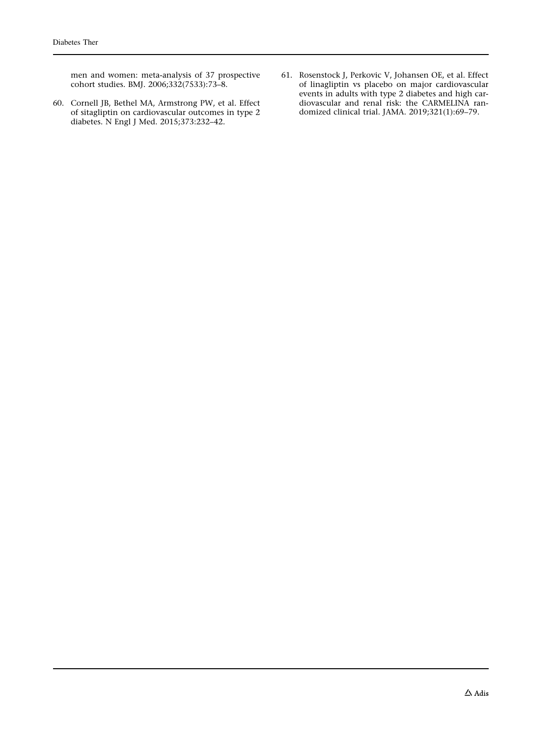men and women: meta-analysis of 37 prospective cohort studies. BMJ. 2006;332(7533):73–8.

60. Cornell JB, Bethel MA, Armstrong PW, et al. Effect of sitagliptin on cardiovascular outcomes in type 2 diabetes. N Engl J Med. 2015;373:232–42.

61. Rosenstock J, Perkovic V, Johansen OE, et al. Effect of linagliptin vs placebo on major cardiovascular events in adults with type 2 diabetes and high cardiovascular and renal risk: the CARMELINA randomized clinical trial. JAMA. 2019;321(1):69–79.